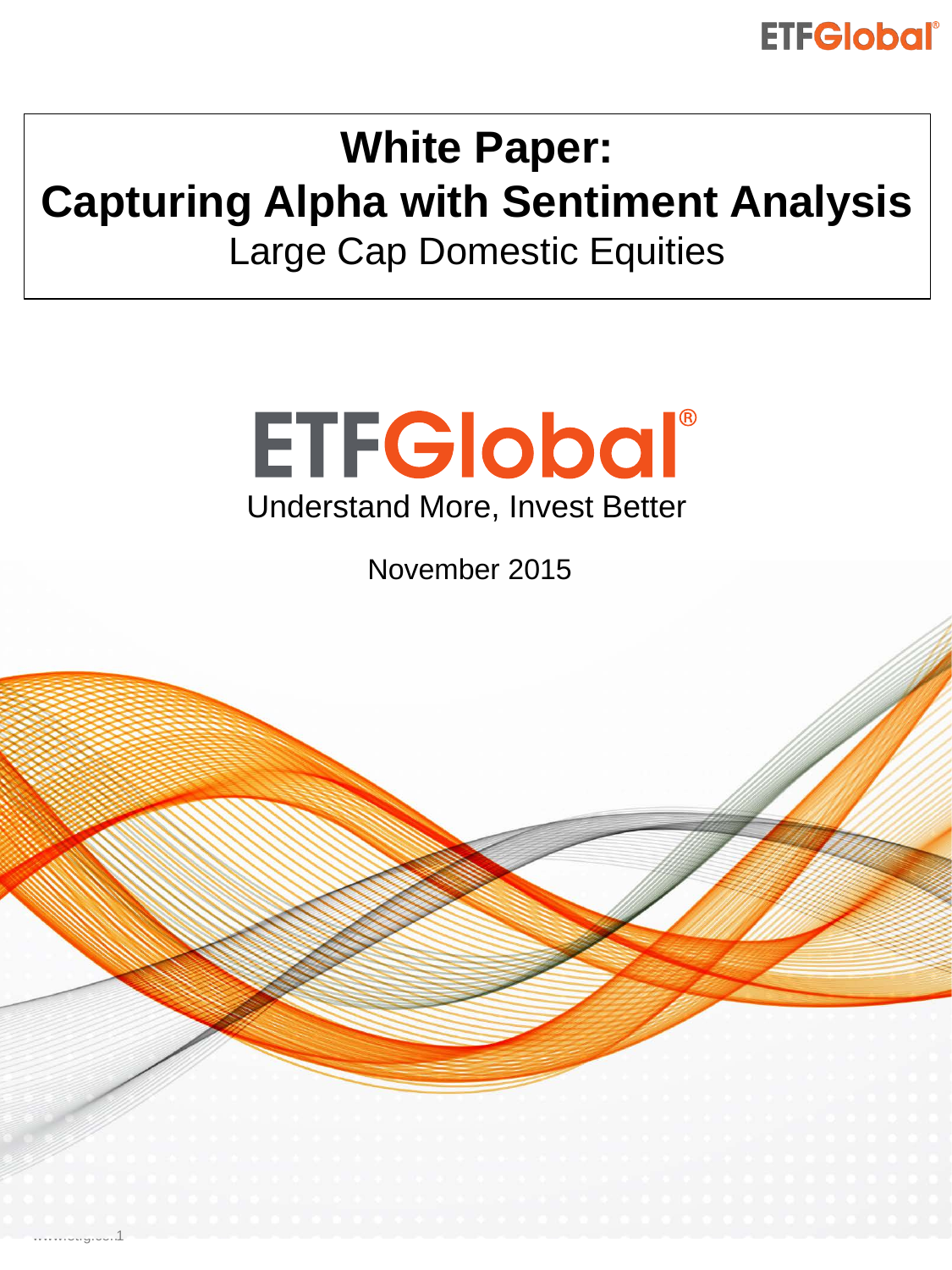# White Paper: Capturing Alpha with Sentiment Analysis

Large Cap Domestic Equities

ETFGlobal®

Understand More, Invest Better

November 2015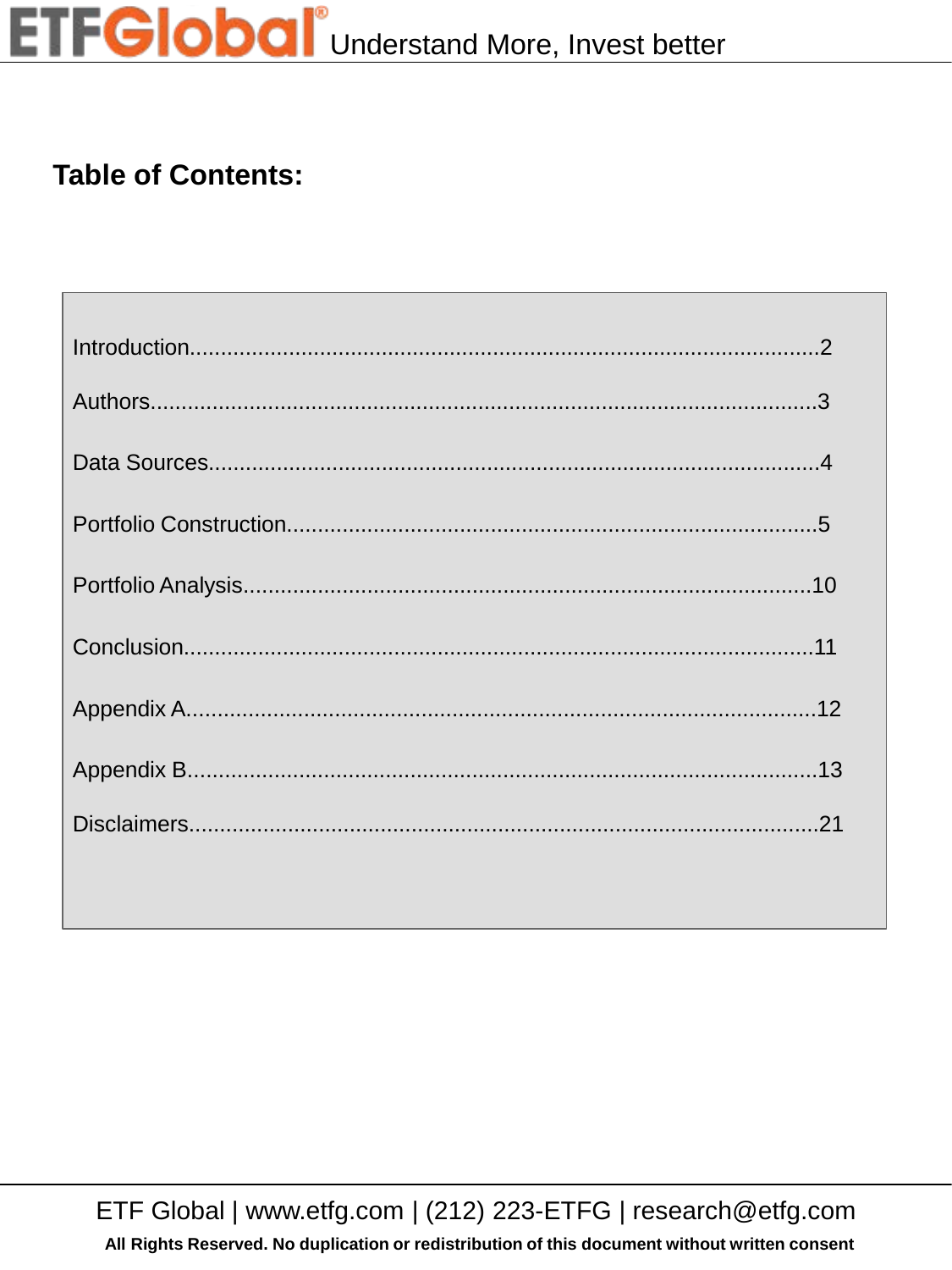## Table of Contents:

| Section | Page |
|---|---|
| Introduction | 2 |
| Authors | 3 |
| Data Sources | 4 |
| Portfolio Construction | 5 |
| Portfolio Analysis | 10 |
| Conclusion | 11 |
| Appendix A | 12 |
| Appendix B | 13 |
| Disclaimers | 21 |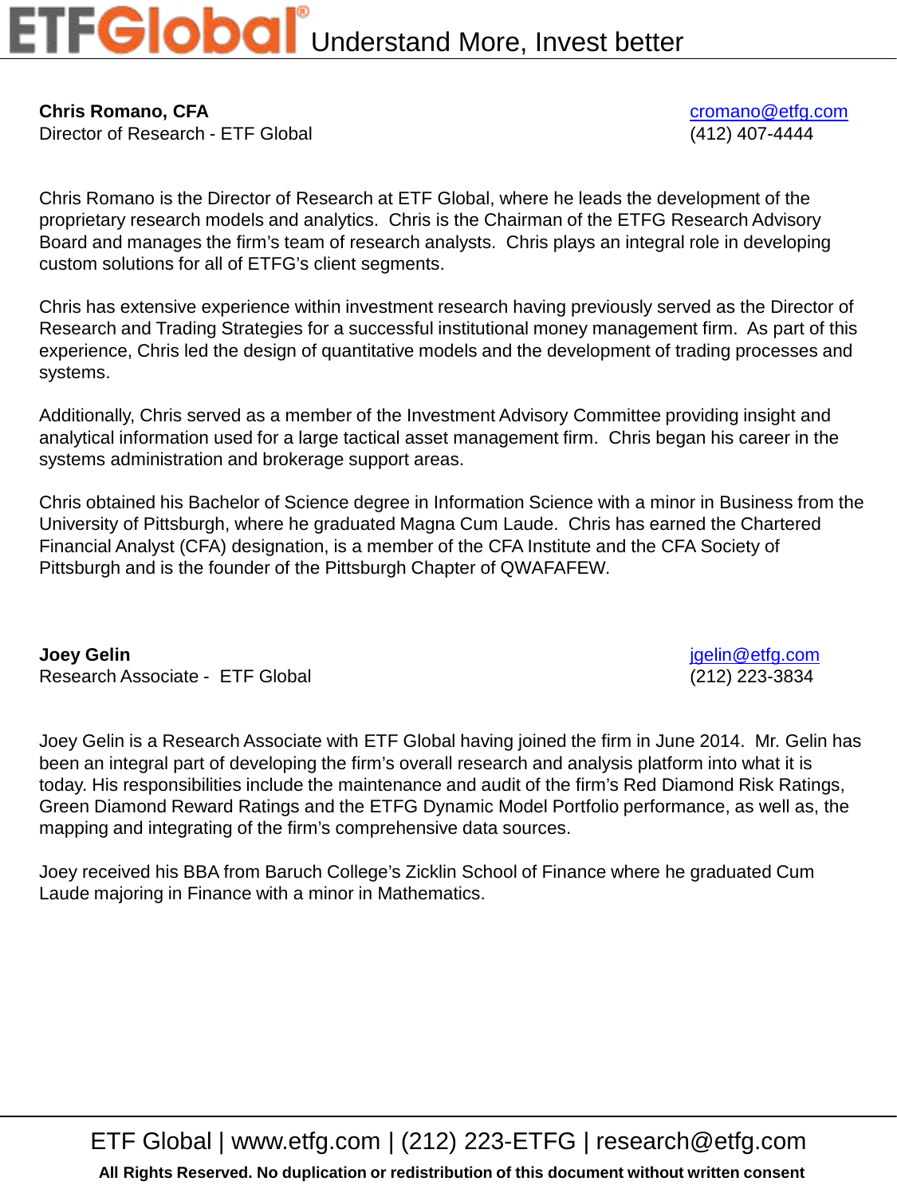**Chris Romano, CFA**
Director of Research - ETF Global

cromano@etfg.com
(412) 407-4444

Chris Romano is the Director of Research at ETF Global, where he leads the development of the proprietary research models and analytics. Chris is the Chairman of the ETFG Research Advisory Board and manages the firm's team of research analysts. Chris plays an integral role in developing custom solutions for all of ETFG's client segments.

Chris has extensive experience within investment research having previously served as the Director of Research and Trading Strategies for a successful institutional money management firm. As part of this experience, Chris led the design of quantitative models and the development of trading processes and systems.

Additionally, Chris served as a member of the Investment Advisory Committee providing insight and analytical information used for a large tactical asset management firm. Chris began his career in the systems administration and brokerage support areas.

Chris obtained his Bachelor of Science degree in Information Science with a minor in Business from the University of Pittsburgh, where he graduated Magna Cum Laude. Chris has earned the Chartered Financial Analyst (CFA) designation, is a member of the CFA Institute and the CFA Society of Pittsburgh and is the founder of the Pittsburgh Chapter of QWAFAFEW.

**Joey Gelin**
Research Associate - ETF Global

jgelin@etfg.com
(212) 223-3834

Joey Gelin is a Research Associate with ETF Global having joined the firm in June 2014. Mr. Gelin has been an integral part of developing the firm's overall research and analysis platform into what it is today. His responsibilities include the maintenance and audit of the firm's Red Diamond Risk Ratings, Green Diamond Reward Ratings and the ETFG Dynamic Model Portfolio performance, as well as, the mapping and integrating of the firm's comprehensive data sources.

Joey received his BBA from Baruch College's Zicklin School of Finance where he graduated Cum Laude majoring in Finance with a minor in Mathematics.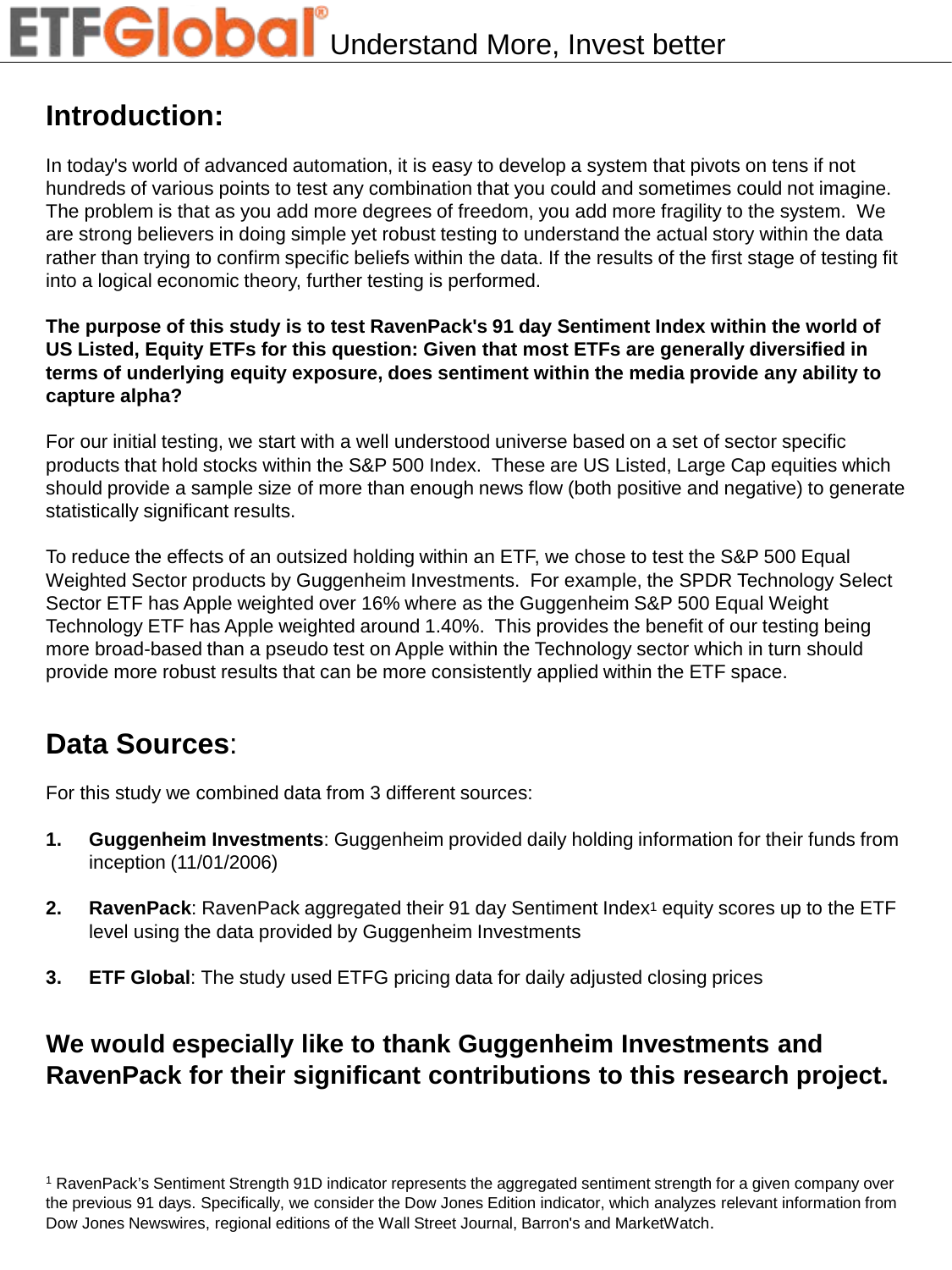## Introduction:

In today's world of advanced automation, it is easy to develop a system that pivots on tens if not hundreds of various points to test any combination that you could and sometimes could not imagine. The problem is that as you add more degrees of freedom, you add more fragility to the system. We are strong believers in doing simple yet robust testing to understand the actual story within the data rather than trying to confirm specific beliefs within the data. If the results of the first stage of testing fit into a logical economic theory, further testing is performed.

**The purpose of this study is to test RavenPack's 91 day Sentiment Index within the world of US Listed, Equity ETFs for this question: Given that most ETFs are generally diversified in terms of underlying equity exposure, does sentiment within the media provide any ability to capture alpha?**

For our initial testing, we start with a well understood universe based on a set of sector specific products that hold stocks within the S&P 500 Index. These are US Listed, Large Cap equities which should provide a sample size of more than enough news flow (both positive and negative) to generate statistically significant results.

To reduce the effects of an outsized holding within an ETF, we chose to test the S&P 500 Equal Weighted Sector products by Guggenheim Investments. For example, the SPDR Technology Select Sector ETF has Apple weighted over 16% where as the Guggenheim S&P 500 Equal Weight Technology ETF has Apple weighted around 1.40%. This provides the benefit of our testing being more broad-based than a pseudo test on Apple within the Technology sector which in turn should provide more robust results that can be more consistently applied within the ETF space.

## Data Sources:

For this study we combined data from 3 different sources:

1. **Guggenheim Investments**: Guggenheim provided daily holding information for their funds from inception (11/01/2006)
2. **RavenPack**: RavenPack aggregated their 91 day Sentiment Index[1] equity scores up to the ETF level using the data provided by Guggenheim Investments
3. **ETF Global**: The study used ETFG pricing data for daily adjusted closing prices

**We would especially like to thank Guggenheim Investments and RavenPack for their significant contributions to this research project.**

[1] RavenPack's Sentiment Strength 91D indicator represents the aggregated sentiment strength for a given company over the previous 91 days. Specifically, we consider the Dow Jones Edition indicator, which analyzes relevant information from Dow Jones Newswires, regional editions of the Wall Street Journal, Barron's and MarketWatch.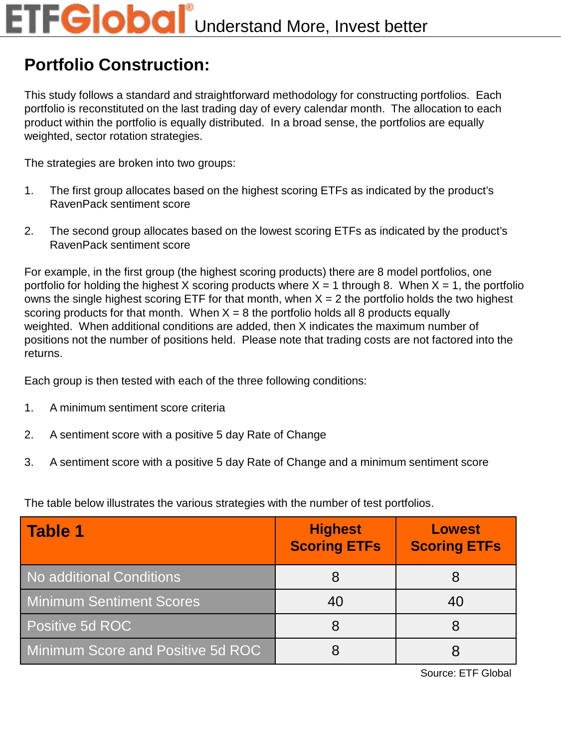## Portfolio Construction:

This study follows a standard and straightforward methodology for constructing portfolios. Each portfolio is reconstituted on the last trading day of every calendar month. The allocation to each product within the portfolio is equally distributed. In a broad sense, the portfolios are equally weighted, sector rotation strategies.

The strategies are broken into two groups:

1. The first group allocates based on the highest scoring ETFs as indicated by the product's RavenPack sentiment score

2. The second group allocates based on the lowest scoring ETFs as indicated by the product's RavenPack sentiment score

For example, in the first group (the highest scoring products) there are 8 model portfolios, one portfolio for holding the highest X scoring products where X = 1 through 8. When X = 1, the portfolio owns the single highest scoring ETF for that month, when X = 2 the portfolio holds the two highest scoring products for that month. When X = 8 the portfolio holds all 8 products equally weighted. When additional conditions are added, then X indicates the maximum number of positions not the number of positions held. Please note that trading costs are not factored into the returns.

Each group is then tested with each of the three following conditions:

1. A minimum sentiment score criteria

2. A sentiment score with a positive 5 day Rate of Change

3. A sentiment score with a positive 5 day Rate of Change and a minimum sentiment score

The table below illustrates the various strategies with the number of test portfolios.

| Table 1 | Highest Scoring ETFs | Lowest Scoring ETFs |
|---|---|---|
| No additional Conditions | 8 | 8 |
| Minimum Sentiment Scores | 40 | 40 |
| Positive 5d ROC | 8 | 8 |
| Minimum Score and Positive 5d ROC | 8 | 8 |

Source: ETF Global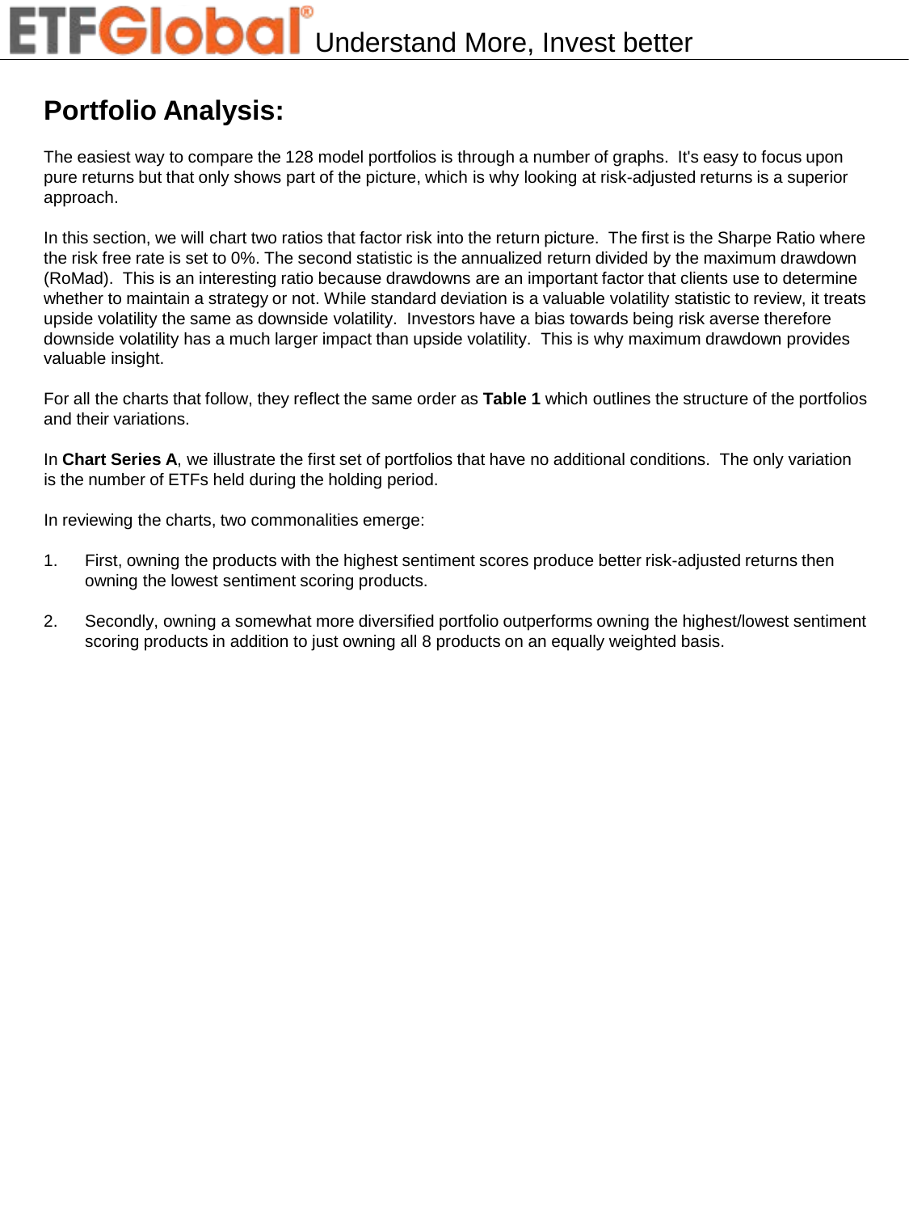## Portfolio Analysis:

The easiest way to compare the 128 model portfolios is through a number of graphs. It's easy to focus upon pure returns but that only shows part of the picture, which is why looking at risk-adjusted returns is a superior approach.

In this section, we will chart two ratios that factor risk into the return picture. The first is the Sharpe Ratio where the risk free rate is set to 0%. The second statistic is the annualized return divided by the maximum drawdown (RoMad). This is an interesting ratio because drawdowns are an important factor that clients use to determine whether to maintain a strategy or not. While standard deviation is a valuable volatility statistic to review, it treats upside volatility the same as downside volatility. Investors have a bias towards being risk averse therefore downside volatility has a much larger impact than upside volatility. This is why maximum drawdown provides valuable insight.

For all the charts that follow, they reflect the same order as **Table 1** which outlines the structure of the portfolios and their variations.

In **Chart Series A**, we illustrate the first set of portfolios that have no additional conditions. The only variation is the number of ETFs held during the holding period.

In reviewing the charts, two commonalities emerge:

1. First, owning the products with the highest sentiment scores produce better risk-adjusted returns then owning the lowest sentiment scoring products.

2. Secondly, owning a somewhat more diversified portfolio outperforms owning the highest/lowest sentiment scoring products in addition to just owning all 8 products on an equally weighted basis.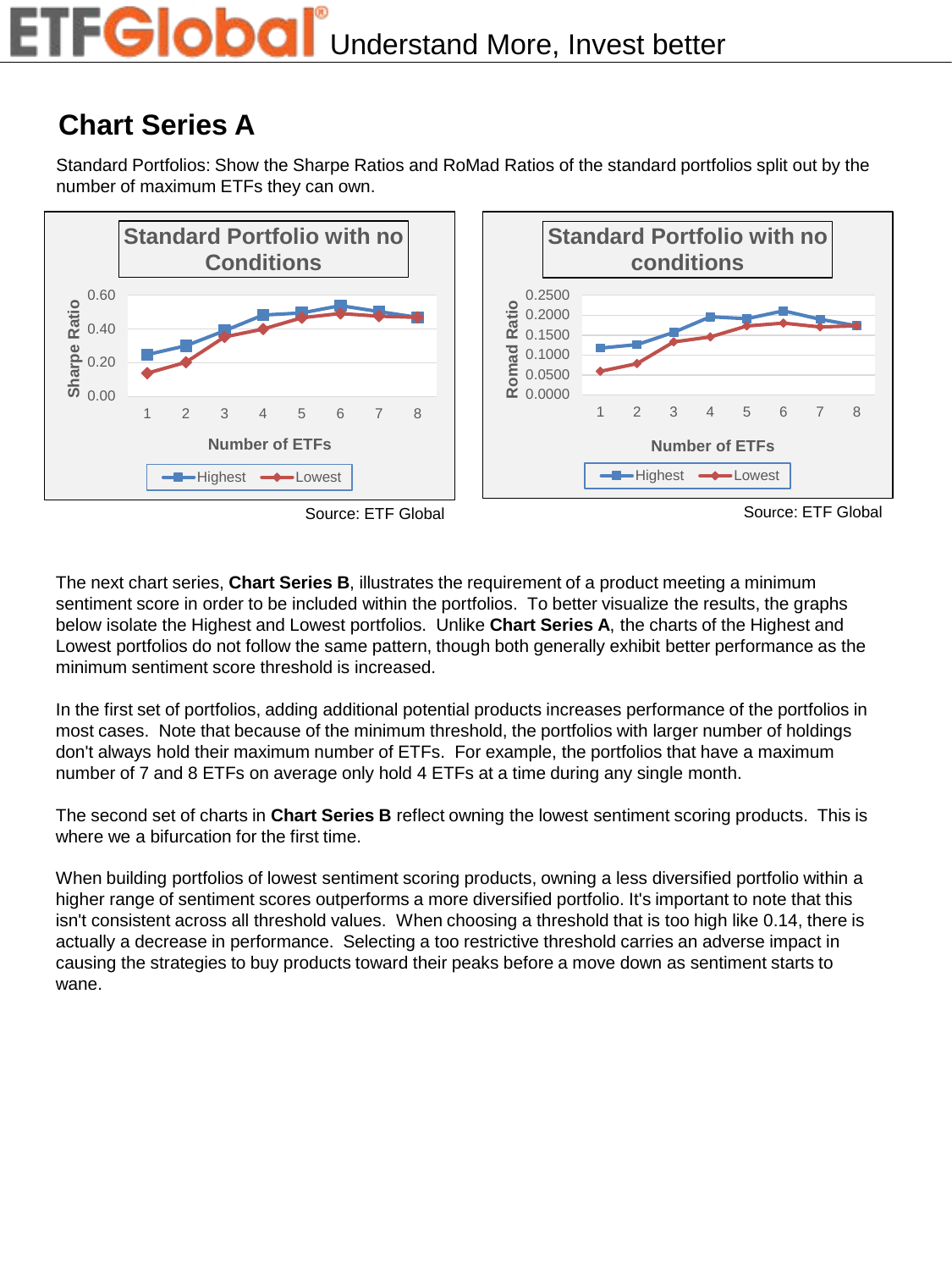## Chart Series A

Standard Portfolios: Show the Sharpe Ratios and RoMad Ratios of the standard portfolios split out by the number of maximum ETFs they can own.

Source: ETF Global

Source: ETF Global

The next chart series, **Chart Series B**, illustrates the requirement of a product meeting a minimum sentiment score in order to be included within the portfolios. To better visualize the results, the graphs below isolate the Highest and Lowest portfolios. Unlike **Chart Series A**, the charts of the Highest and Lowest portfolios do not follow the same pattern, though both generally exhibit better performance as the minimum sentiment score threshold is increased.

In the first set of portfolios, adding additional potential products increases performance of the portfolios in most cases. Note that because of the minimum threshold, the portfolios with larger number of holdings don't always hold their maximum number of ETFs. For example, the portfolios that have a maximum number of 7 and 8 ETFs on average only hold 4 ETFs at a time during any single month.

The second set of charts in **Chart Series B** reflect owning the lowest sentiment scoring products. This is where we a bifurcation for the first time.

When building portfolios of lowest sentiment scoring products, owning a less diversified portfolio within a higher range of sentiment scores outperforms a more diversified portfolio. It's important to note that this isn't consistent across all threshold values. When choosing a threshold that is too high like 0.14, there is actually a decrease in performance. Selecting a too restrictive threshold carries an adverse impact in causing the strategies to buy products toward their peaks before a move down as sentiment starts to wane.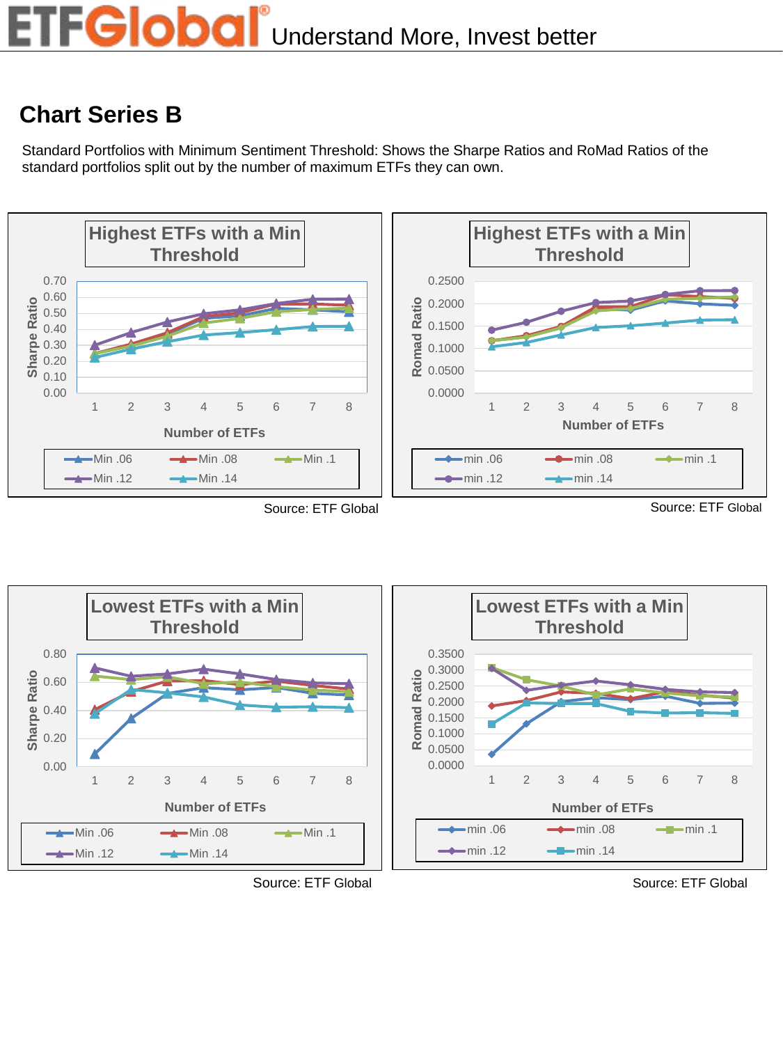## Chart Series B

Standard Portfolios with Minimum Sentiment Threshold: Shows the Sharpe Ratios and RoMad Ratios of the standard portfolios split out by the number of maximum ETFs they can own.

Source: ETF Global

Source: ETF Global

Source: ETF Global

Source: ETF Global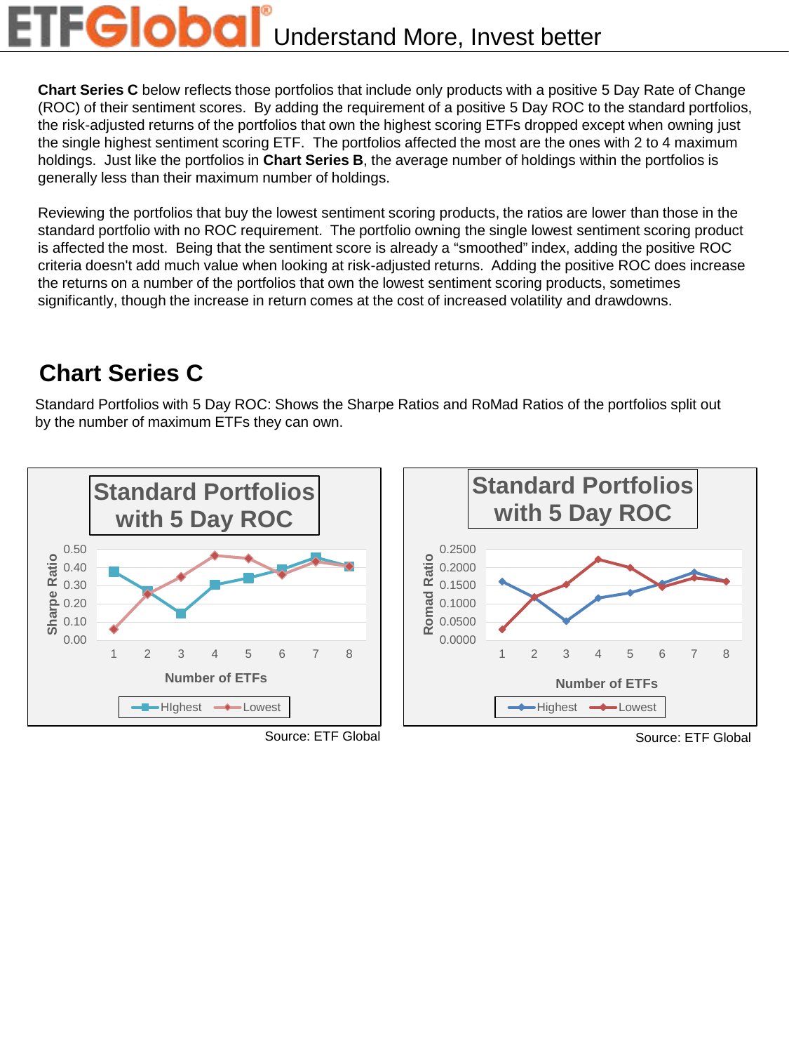**Chart Series C** below reflects those portfolios that include only products with a positive 5 Day Rate of Change (ROC) of their sentiment scores. By adding the requirement of a positive 5 Day ROC to the standard portfolios, the risk-adjusted returns of the portfolios that own the highest scoring ETFs dropped except when owning just the single highest sentiment scoring ETF. The portfolios affected the most are the ones with 2 to 4 maximum holdings. Just like the portfolios in **Chart Series B**, the average number of holdings within the portfolios is generally less than their maximum number of holdings.

Reviewing the portfolios that buy the lowest sentiment scoring products, the ratios are lower than those in the standard portfolio with no ROC requirement. The portfolio owning the single lowest sentiment scoring product is affected the most. Being that the sentiment score is already a "smoothed" index, adding the positive ROC criteria doesn't add much value when looking at risk-adjusted returns. Adding the positive ROC does increase the returns on a number of the portfolios that own the lowest sentiment scoring products, sometimes significantly, though the increase in return comes at the cost of increased volatility and drawdowns.

## Chart Series C

Standard Portfolios with 5 Day ROC: Shows the Sharpe Ratios and RoMad Ratios of the portfolios split out by the number of maximum ETFs they can own.

Source: ETF Global

Source: ETF Global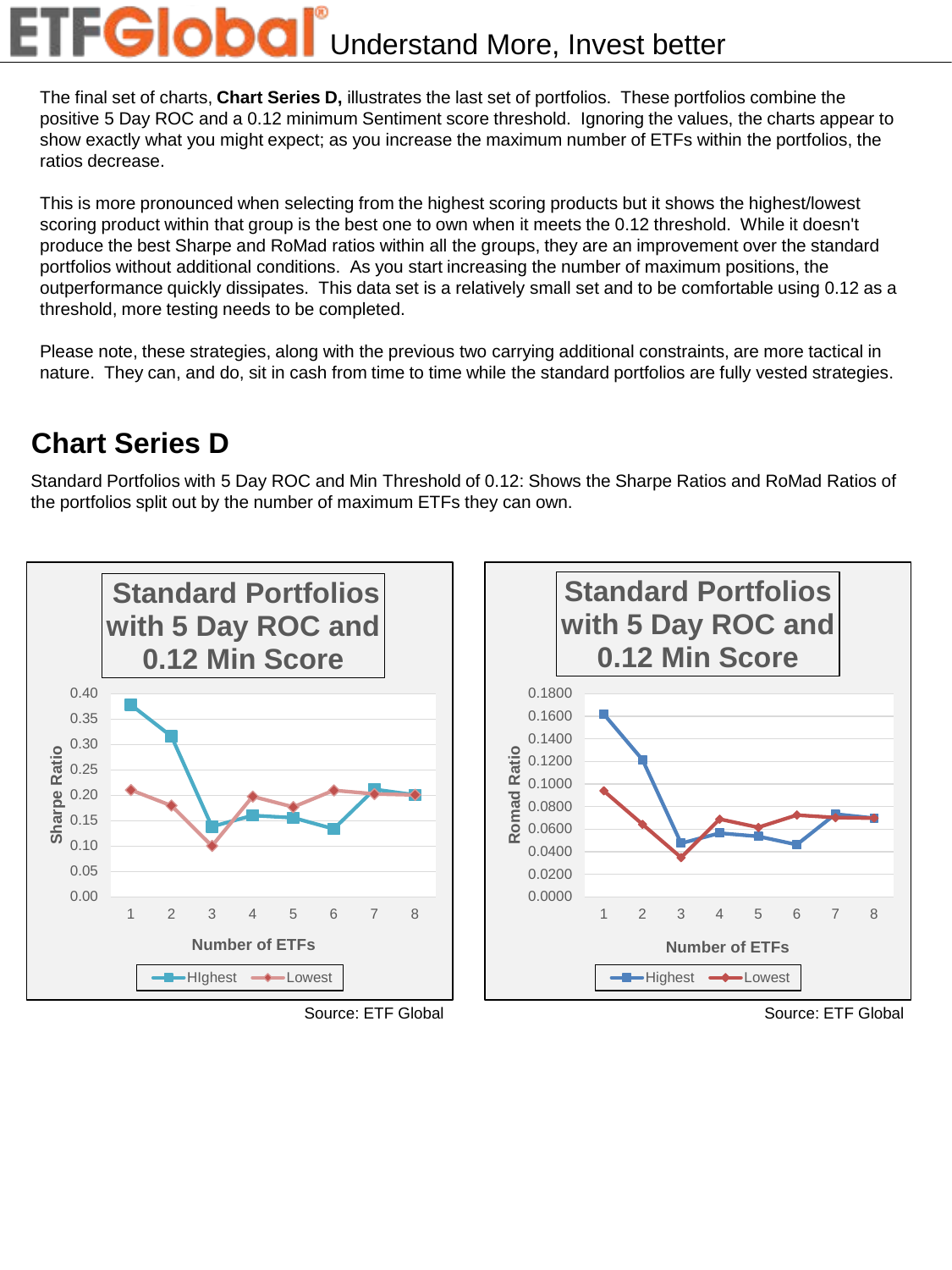The final set of charts, **Chart Series D,** illustrates the last set of portfolios. These portfolios combine the positive 5 Day ROC and a 0.12 minimum Sentiment score threshold. Ignoring the values, the charts appear to show exactly what you might expect; as you increase the maximum number of ETFs within the portfolios, the ratios decrease.

This is more pronounced when selecting from the highest scoring products but it shows the highest/lowest scoring product within that group is the best one to own when it meets the 0.12 threshold. While it doesn't produce the best Sharpe and RoMad ratios within all the groups, they are an improvement over the standard portfolios without additional conditions. As you start increasing the number of maximum positions, the outperformance quickly dissipates. This data set is a relatively small set and to be comfortable using 0.12 as a threshold, more testing needs to be completed.

Please note, these strategies, along with the previous two carrying additional constraints, are more tactical in nature. They can, and do, sit in cash from time to time while the standard portfolios are fully vested strategies.

## Chart Series D

Standard Portfolios with 5 Day ROC and Min Threshold of 0.12: Shows the Sharpe Ratios and RoMad Ratios of the portfolios split out by the number of maximum ETFs they can own.

**Standard Portfolios with 5 Day ROC and 0.12 Min Score**

Sharpe Ratio by Number of ETFs (HIghest, Lowest)

Source: ETF Global

**Standard Portfolios with 5 Day ROC and 0.12 Min Score**

Romad Ratio by Number of ETFs (Highest, Lowest)

Source: ETF Global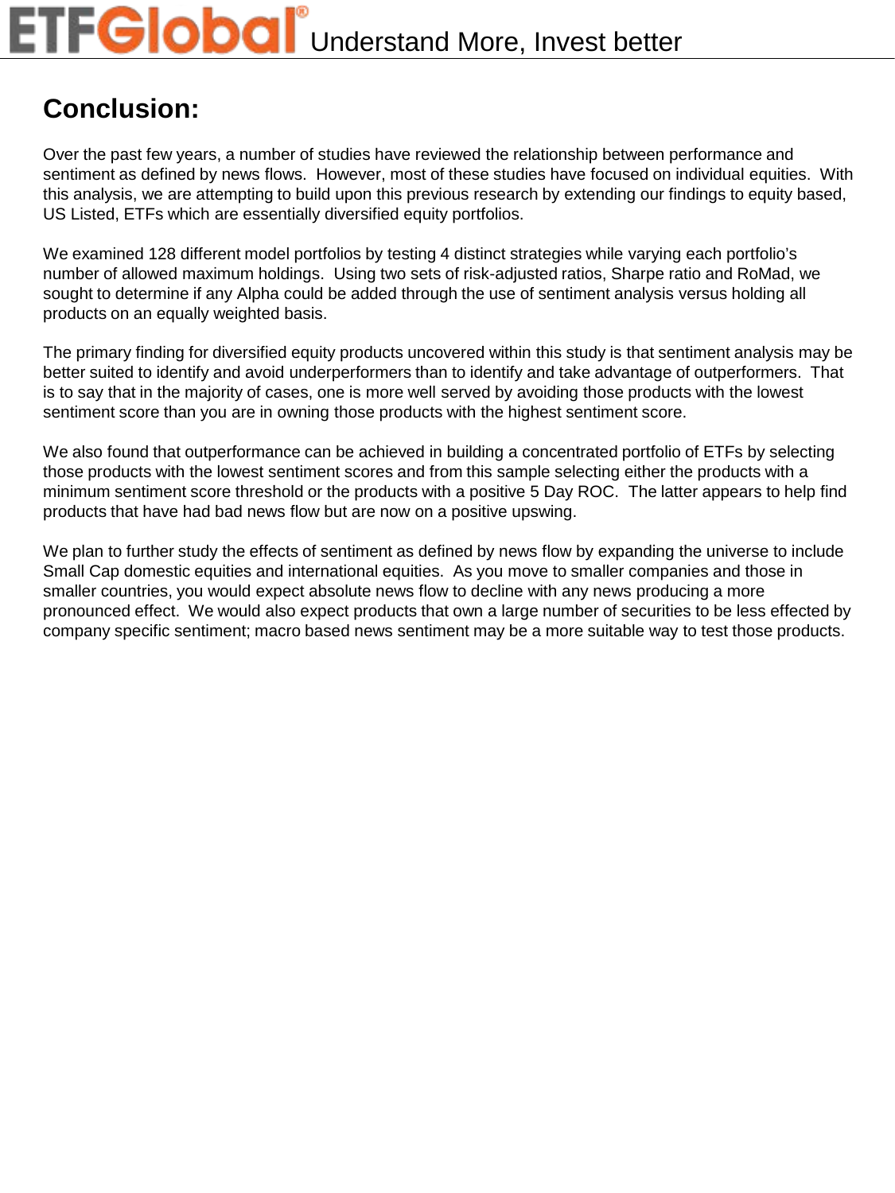## Conclusion:

Over the past few years, a number of studies have reviewed the relationship between performance and sentiment as defined by news flows. However, most of these studies have focused on individual equities. With this analysis, we are attempting to build upon this previous research by extending our findings to equity based, US Listed, ETFs which are essentially diversified equity portfolios.

We examined 128 different model portfolios by testing 4 distinct strategies while varying each portfolio's number of allowed maximum holdings. Using two sets of risk-adjusted ratios, Sharpe ratio and RoMad, we sought to determine if any Alpha could be added through the use of sentiment analysis versus holding all products on an equally weighted basis.

The primary finding for diversified equity products uncovered within this study is that sentiment analysis may be better suited to identify and avoid underperformers than to identify and take advantage of outperformers. That is to say that in the majority of cases, one is more well served by avoiding those products with the lowest sentiment score than you are in owning those products with the highest sentiment score.

We also found that outperformance can be achieved in building a concentrated portfolio of ETFs by selecting those products with the lowest sentiment scores and from this sample selecting either the products with a minimum sentiment score threshold or the products with a positive 5 Day ROC. The latter appears to help find products that have had bad news flow but are now on a positive upswing.

We plan to further study the effects of sentiment as defined by news flow by expanding the universe to include Small Cap domestic equities and international equities. As you move to smaller companies and those in smaller countries, you would expect absolute news flow to decline with any news producing a more pronounced effect. We would also expect products that own a large number of securities to be less effected by company specific sentiment; macro based news sentiment may be a more suitable way to test those products.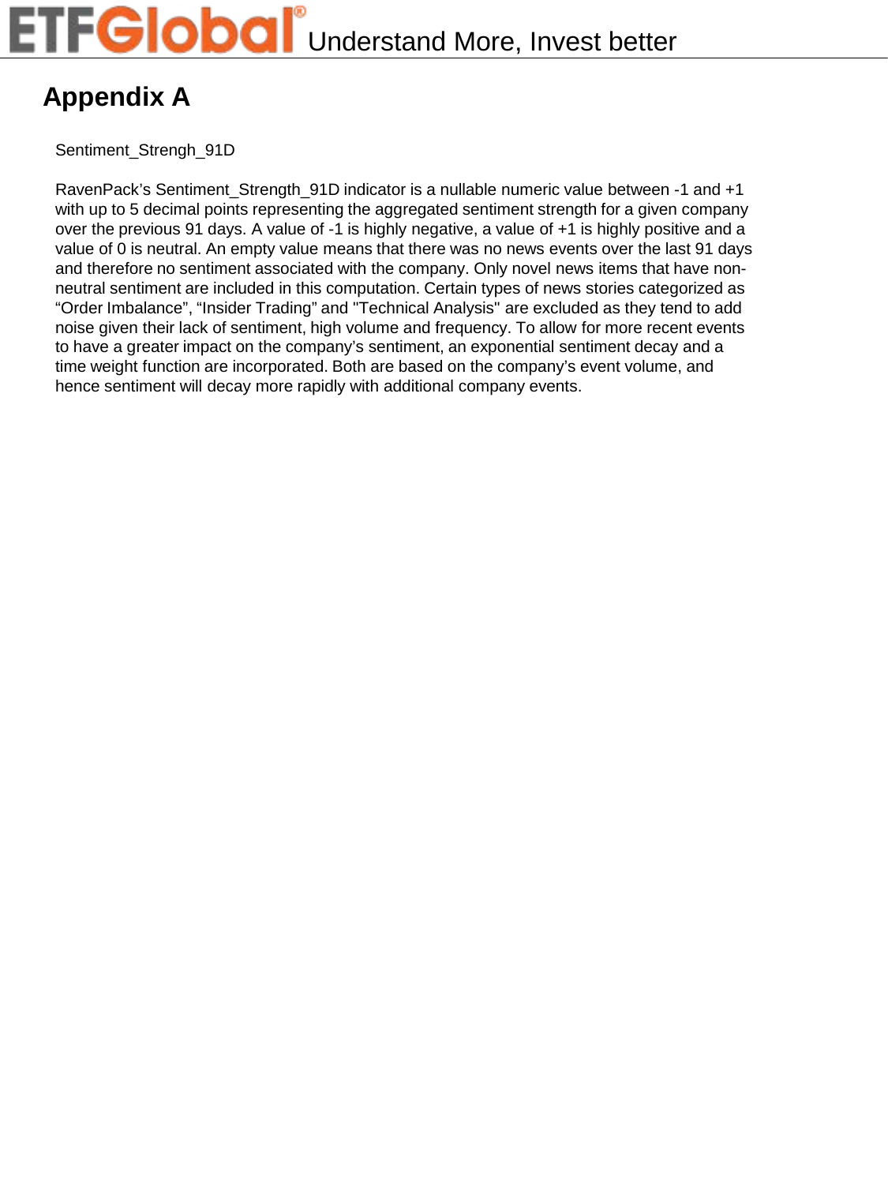# Appendix A

Sentiment_Strengh_91D

RavenPack's Sentiment_Strength_91D indicator is a nullable numeric value between -1 and +1 with up to 5 decimal points representing the aggregated sentiment strength for a given company over the previous 91 days. A value of -1 is highly negative, a value of +1 is highly positive and a value of 0 is neutral. An empty value means that there was no news events over the last 91 days and therefore no sentiment associated with the company. Only novel news items that have non-neutral sentiment are included in this computation. Certain types of news stories categorized as "Order Imbalance", "Insider Trading" and "Technical Analysis" are excluded as they tend to add noise given their lack of sentiment, high volume and frequency. To allow for more recent events to have a greater impact on the company's sentiment, an exponential sentiment decay and a time weight function are incorporated. Both are based on the company's event volume, and hence sentiment will decay more rapidly with additional company events.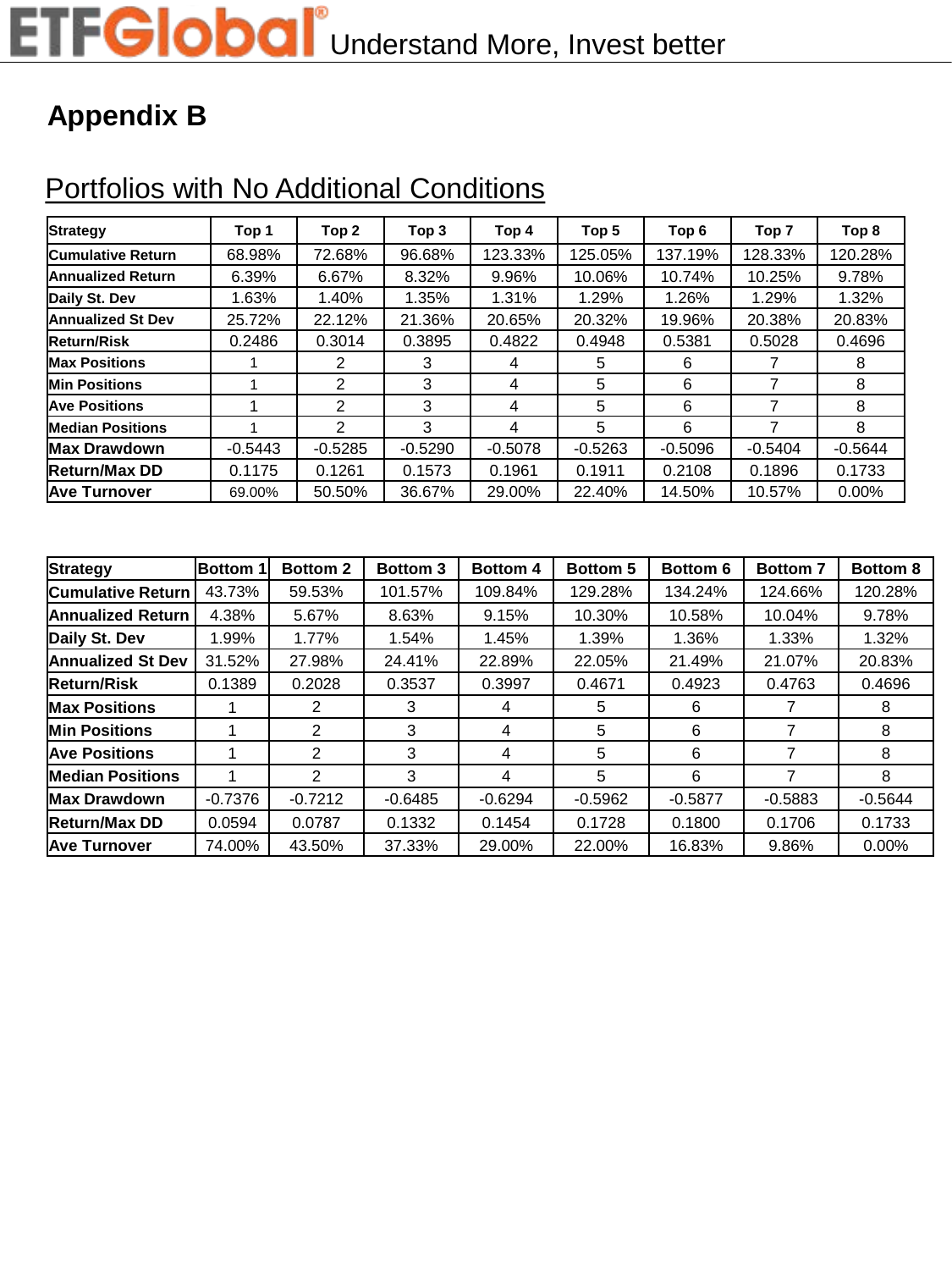# Appendix B

## Portfolios with No Additional Conditions

| Strategy | Top 1 | Top 2 | Top 3 | Top 4 | Top 5 | Top 6 | Top 7 | Top 8 |
|---|---|---|---|---|---|---|---|---|
| Cumulative Return | 68.98% | 72.68% | 96.68% | 123.33% | 125.05% | 137.19% | 128.33% | 120.28% |
| Annualized Return | 6.39% | 6.67% | 8.32% | 9.96% | 10.06% | 10.74% | 10.25% | 9.78% |
| Daily St. Dev | 1.63% | 1.40% | 1.35% | 1.31% | 1.29% | 1.26% | 1.29% | 1.32% |
| Annualized St Dev | 25.72% | 22.12% | 21.36% | 20.65% | 20.32% | 19.96% | 20.38% | 20.83% |
| Return/Risk | 0.2486 | 0.3014 | 0.3895 | 0.4822 | 0.4948 | 0.5381 | 0.5028 | 0.4696 |
| Max Positions | 1 | 2 | 3 | 4 | 5 | 6 | 7 | 8 |
| Min Positions | 1 | 2 | 3 | 4 | 5 | 6 | 7 | 8 |
| Ave Positions | 1 | 2 | 3 | 4 | 5 | 6 | 7 | 8 |
| Median Positions | 1 | 2 | 3 | 4 | 5 | 6 | 7 | 8 |
| Max Drawdown | -0.5443 | -0.5285 | -0.5290 | -0.5078 | -0.5263 | -0.5096 | -0.5404 | -0.5644 |
| Return/Max DD | 0.1175 | 0.1261 | 0.1573 | 0.1961 | 0.1911 | 0.2108 | 0.1896 | 0.1733 |
| Ave Turnover | 69.00% | 50.50% | 36.67% | 29.00% | 22.40% | 14.50% | 10.57% | 0.00% |

| Strategy | Bottom 1 | Bottom 2 | Bottom 3 | Bottom 4 | Bottom 5 | Bottom 6 | Bottom 7 | Bottom 8 |
|---|---|---|---|---|---|---|---|---|
| Cumulative Return | 43.73% | 59.53% | 101.57% | 109.84% | 129.28% | 134.24% | 124.66% | 120.28% |
| Annualized Return | 4.38% | 5.67% | 8.63% | 9.15% | 10.30% | 10.58% | 10.04% | 9.78% |
| Daily St. Dev | 1.99% | 1.77% | 1.54% | 1.45% | 1.39% | 1.36% | 1.33% | 1.32% |
| Annualized St Dev | 31.52% | 27.98% | 24.41% | 22.89% | 22.05% | 21.49% | 21.07% | 20.83% |
| Return/Risk | 0.1389 | 0.2028 | 0.3537 | 0.3997 | 0.4671 | 0.4923 | 0.4763 | 0.4696 |
| Max Positions | 1 | 2 | 3 | 4 | 5 | 6 | 7 | 8 |
| Min Positions | 1 | 2 | 3 | 4 | 5 | 6 | 7 | 8 |
| Ave Positions | 1 | 2 | 3 | 4 | 5 | 6 | 7 | 8 |
| Median Positions | 1 | 2 | 3 | 4 | 5 | 6 | 7 | 8 |
| Max Drawdown | -0.7376 | -0.7212 | -0.6485 | -0.6294 | -0.5962 | -0.5877 | -0.5883 | -0.5644 |
| Return/Max DD | 0.0594 | 0.0787 | 0.1332 | 0.1454 | 0.1728 | 0.1800 | 0.1706 | 0.1733 |
| Ave Turnover | 74.00% | 43.50% | 37.33% | 29.00% | 22.00% | 16.83% | 9.86% | 0.00% |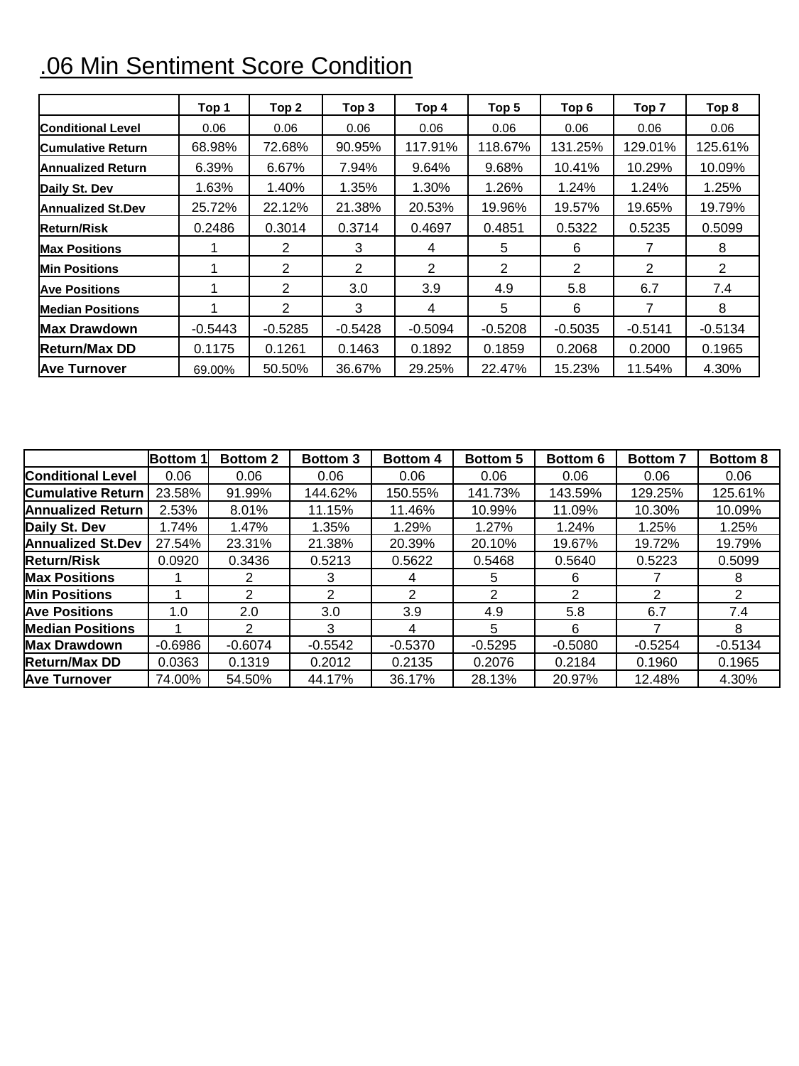## .06 Min Sentiment Score Condition

| | Top 1 | Top 2 | Top 3 | Top 4 | Top 5 | Top 6 | Top 7 | Top 8 |
|---|---|---|---|---|---|---|---|---|
| **Conditional Level** | 0.06 | 0.06 | 0.06 | 0.06 | 0.06 | 0.06 | 0.06 | 0.06 |
| **Cumulative Return** | 68.98% | 72.68% | 90.95% | 117.91% | 118.67% | 131.25% | 129.01% | 125.61% |
| **Annualized Return** | 6.39% | 6.67% | 7.94% | 9.64% | 9.68% | 10.41% | 10.29% | 10.09% |
| **Daily St. Dev** | 1.63% | 1.40% | 1.35% | 1.30% | 1.26% | 1.24% | 1.24% | 1.25% |
| **Annualized St.Dev** | 25.72% | 22.12% | 21.38% | 20.53% | 19.96% | 19.57% | 19.65% | 19.79% |
| **Return/Risk** | 0.2486 | 0.3014 | 0.3714 | 0.4697 | 0.4851 | 0.5322 | 0.5235 | 0.5099 |
| **Max Positions** | 1 | 2 | 3 | 4 | 5 | 6 | 7 | 8 |
| **Min Positions** | 1 | 2 | 2 | 2 | 2 | 2 | 2 | 2 |
| **Ave Positions** | 1 | 2 | 3.0 | 3.9 | 4.9 | 5.8 | 6.7 | 7.4 |
| **Median Positions** | 1 | 2 | 3 | 4 | 5 | 6 | 7 | 8 |
| **Max Drawdown** | -0.5443 | -0.5285 | -0.5428 | -0.5094 | -0.5208 | -0.5035 | -0.5141 | -0.5134 |
| **Return/Max DD** | 0.1175 | 0.1261 | 0.1463 | 0.1892 | 0.1859 | 0.2068 | 0.2000 | 0.1965 |
| **Ave Turnover** | 69.00% | 50.50% | 36.67% | 29.25% | 22.47% | 15.23% | 11.54% | 4.30% |

| | Bottom 1 | Bottom 2 | Bottom 3 | Bottom 4 | Bottom 5 | Bottom 6 | Bottom 7 | Bottom 8 |
|---|---|---|---|---|---|---|---|---|
| **Conditional Level** | 0.06 | 0.06 | 0.06 | 0.06 | 0.06 | 0.06 | 0.06 | 0.06 |
| **Cumulative Return** | 23.58% | 91.99% | 144.62% | 150.55% | 141.73% | 143.59% | 129.25% | 125.61% |
| **Annualized Return** | 2.53% | 8.01% | 11.15% | 11.46% | 10.99% | 11.09% | 10.30% | 10.09% |
| **Daily St. Dev** | 1.74% | 1.47% | 1.35% | 1.29% | 1.27% | 1.24% | 1.25% | 1.25% |
| **Annualized St.Dev** | 27.54% | 23.31% | 21.38% | 20.39% | 20.10% | 19.67% | 19.72% | 19.79% |
| **Return/Risk** | 0.0920 | 0.3436 | 0.5213 | 0.5622 | 0.5468 | 0.5640 | 0.5223 | 0.5099 |
| **Max Positions** | 1 | 2 | 3 | 4 | 5 | 6 | 7 | 8 |
| **Min Positions** | 1 | 2 | 2 | 2 | 2 | 2 | 2 | 2 |
| **Ave Positions** | 1.0 | 2.0 | 3.0 | 3.9 | 4.9 | 5.8 | 6.7 | 7.4 |
| **Median Positions** | 1 | 2 | 3 | 4 | 5 | 6 | 7 | 8 |
| **Max Drawdown** | -0.6986 | -0.6074 | -0.5542 | -0.5370 | -0.5295 | -0.5080 | -0.5254 | -0.5134 |
| **Return/Max DD** | 0.0363 | 0.1319 | 0.2012 | 0.2135 | 0.2076 | 0.2184 | 0.1960 | 0.1965 |
| **Ave Turnover** | 74.00% | 54.50% | 44.17% | 36.17% | 28.13% | 20.97% | 12.48% | 4.30% |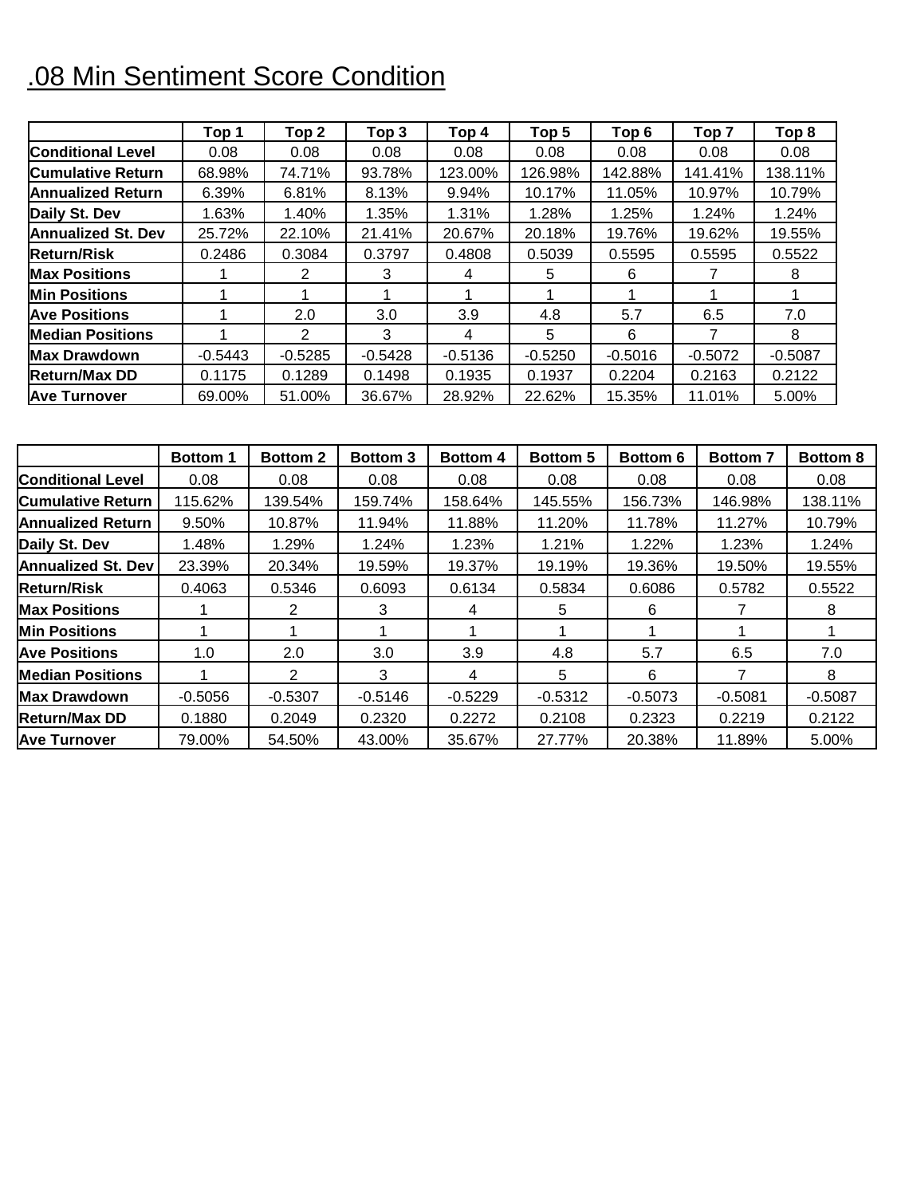## .08 Min Sentiment Score Condition

| | Top 1 | Top 2 | Top 3 | Top 4 | Top 5 | Top 6 | Top 7 | Top 8 |
|---|---|---|---|---|---|---|---|---|
| **Conditional Level** | 0.08 | 0.08 | 0.08 | 0.08 | 0.08 | 0.08 | 0.08 | 0.08 |
| **Cumulative Return** | 68.98% | 74.71% | 93.78% | 123.00% | 126.98% | 142.88% | 141.41% | 138.11% |
| **Annualized Return** | 6.39% | 6.81% | 8.13% | 9.94% | 10.17% | 11.05% | 10.97% | 10.79% |
| **Daily St. Dev** | 1.63% | 1.40% | 1.35% | 1.31% | 1.28% | 1.25% | 1.24% | 1.24% |
| **Annualized St. Dev** | 25.72% | 22.10% | 21.41% | 20.67% | 20.18% | 19.76% | 19.62% | 19.55% |
| **Return/Risk** | 0.2486 | 0.3084 | 0.3797 | 0.4808 | 0.5039 | 0.5595 | 0.5595 | 0.5522 |
| **Max Positions** | 1 | 2 | 3 | 4 | 5 | 6 | 7 | 8 |
| **Min Positions** | 1 | 1 | 1 | 1 | 1 | 1 | 1 | 1 |
| **Ave Positions** | 1 | 2.0 | 3.0 | 3.9 | 4.8 | 5.7 | 6.5 | 7.0 |
| **Median Positions** | 1 | 2 | 3 | 4 | 5 | 6 | 7 | 8 |
| **Max Drawdown** | -0.5443 | -0.5285 | -0.5428 | -0.5136 | -0.5250 | -0.5016 | -0.5072 | -0.5087 |
| **Return/Max DD** | 0.1175 | 0.1289 | 0.1498 | 0.1935 | 0.1937 | 0.2204 | 0.2163 | 0.2122 |
| **Ave Turnover** | 69.00% | 51.00% | 36.67% | 28.92% | 22.62% | 15.35% | 11.01% | 5.00% |

| | Bottom 1 | Bottom 2 | Bottom 3 | Bottom 4 | Bottom 5 | Bottom 6 | Bottom 7 | Bottom 8 |
|---|---|---|---|---|---|---|---|---|
| **Conditional Level** | 0.08 | 0.08 | 0.08 | 0.08 | 0.08 | 0.08 | 0.08 | 0.08 |
| **Cumulative Return** | 115.62% | 139.54% | 159.74% | 158.64% | 145.55% | 156.73% | 146.98% | 138.11% |
| **Annualized Return** | 9.50% | 10.87% | 11.94% | 11.88% | 11.20% | 11.78% | 11.27% | 10.79% |
| **Daily St. Dev** | 1.48% | 1.29% | 1.24% | 1.23% | 1.21% | 1.22% | 1.23% | 1.24% |
| **Annualized St. Dev** | 23.39% | 20.34% | 19.59% | 19.37% | 19.19% | 19.36% | 19.50% | 19.55% |
| **Return/Risk** | 0.4063 | 0.5346 | 0.6093 | 0.6134 | 0.5834 | 0.6086 | 0.5782 | 0.5522 |
| **Max Positions** | 1 | 2 | 3 | 4 | 5 | 6 | 7 | 8 |
| **Min Positions** | 1 | 1 | 1 | 1 | 1 | 1 | 1 | 1 |
| **Ave Positions** | 1.0 | 2.0 | 3.0 | 3.9 | 4.8 | 5.7 | 6.5 | 7.0 |
| **Median Positions** | 1 | 2 | 3 | 4 | 5 | 6 | 7 | 8 |
| **Max Drawdown** | -0.5056 | -0.5307 | -0.5146 | -0.5229 | -0.5312 | -0.5073 | -0.5081 | -0.5087 |
| **Return/Max DD** | 0.1880 | 0.2049 | 0.2320 | 0.2272 | 0.2108 | 0.2323 | 0.2219 | 0.2122 |
| **Ave Turnover** | 79.00% | 54.50% | 43.00% | 35.67% | 27.77% | 20.38% | 11.89% | 5.00% |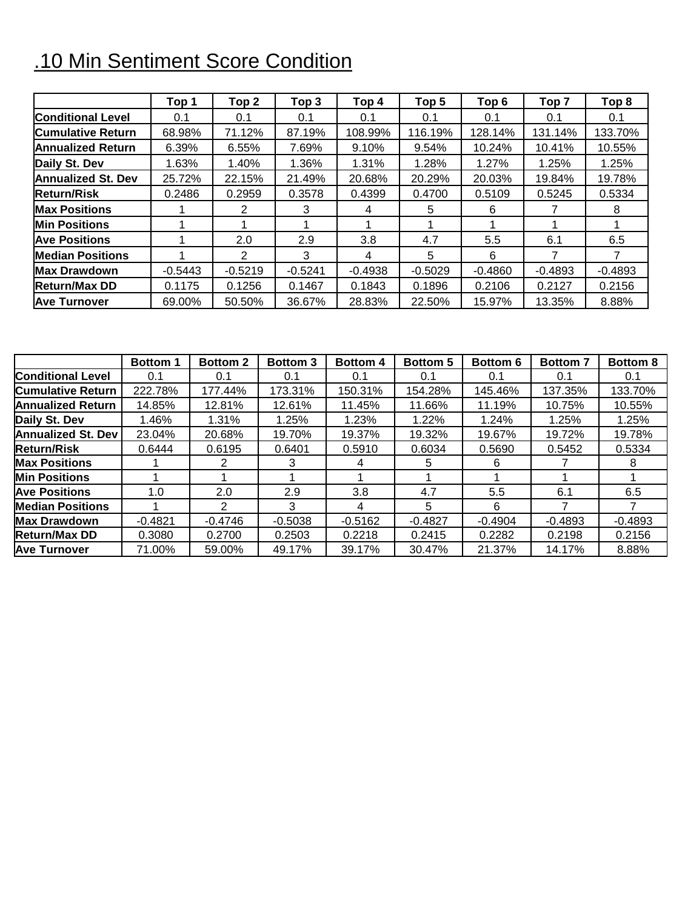# .10 Min Sentiment Score Condition

| | Top 1 | Top 2 | Top 3 | Top 4 | Top 5 | Top 6 | Top 7 | Top 8 |
|---|---|---|---|---|---|---|---|---|
| Conditional Level | 0.1 | 0.1 | 0.1 | 0.1 | 0.1 | 0.1 | 0.1 | 0.1 |
| Cumulative Return | 68.98% | 71.12% | 87.19% | 108.99% | 116.19% | 128.14% | 131.14% | 133.70% |
| Annualized Return | 6.39% | 6.55% | 7.69% | 9.10% | 9.54% | 10.24% | 10.41% | 10.55% |
| Daily St. Dev | 1.63% | 1.40% | 1.36% | 1.31% | 1.28% | 1.27% | 1.25% | 1.25% |
| Annualized St. Dev | 25.72% | 22.15% | 21.49% | 20.68% | 20.29% | 20.03% | 19.84% | 19.78% |
| Return/Risk | 0.2486 | 0.2959 | 0.3578 | 0.4399 | 0.4700 | 0.5109 | 0.5245 | 0.5334 |
| Max Positions | 1 | 2 | 3 | 4 | 5 | 6 | 7 | 8 |
| Min Positions | 1 | 1 | 1 | 1 | 1 | 1 | 1 | 1 |
| Ave Positions | 1 | 2.0 | 2.9 | 3.8 | 4.7 | 5.5 | 6.1 | 6.5 |
| Median Positions | 1 | 2 | 3 | 4 | 5 | 6 | 7 | 7 |
| Max Drawdown | -0.5443 | -0.5219 | -0.5241 | -0.4938 | -0.5029 | -0.4860 | -0.4893 | -0.4893 |
| Return/Max DD | 0.1175 | 0.1256 | 0.1467 | 0.1843 | 0.1896 | 0.2106 | 0.2127 | 0.2156 |
| Ave Turnover | 69.00% | 50.50% | 36.67% | 28.83% | 22.50% | 15.97% | 13.35% | 8.88% |

| | Bottom 1 | Bottom 2 | Bottom 3 | Bottom 4 | Bottom 5 | Bottom 6 | Bottom 7 | Bottom 8 |
|---|---|---|---|---|---|---|---|---|
| Conditional Level | 0.1 | 0.1 | 0.1 | 0.1 | 0.1 | 0.1 | 0.1 | 0.1 |
| Cumulative Return | 222.78% | 177.44% | 173.31% | 150.31% | 154.28% | 145.46% | 137.35% | 133.70% |
| Annualized Return | 14.85% | 12.81% | 12.61% | 11.45% | 11.66% | 11.19% | 10.75% | 10.55% |
| Daily St. Dev | 1.46% | 1.31% | 1.25% | 1.23% | 1.22% | 1.24% | 1.25% | 1.25% |
| Annualized St. Dev | 23.04% | 20.68% | 19.70% | 19.37% | 19.32% | 19.67% | 19.72% | 19.78% |
| Return/Risk | 0.6444 | 0.6195 | 0.6401 | 0.5910 | 0.6034 | 0.5690 | 0.5452 | 0.5334 |
| Max Positions | 1 | 2 | 3 | 4 | 5 | 6 | 7 | 8 |
| Min Positions | 1 | 1 | 1 | 1 | 1 | 1 | 1 | 1 |
| Ave Positions | 1.0 | 2.0 | 2.9 | 3.8 | 4.7 | 5.5 | 6.1 | 6.5 |
| Median Positions | 1 | 2 | 3 | 4 | 5 | 6 | 7 | 7 |
| Max Drawdown | -0.4821 | -0.4746 | -0.5038 | -0.5162 | -0.4827 | -0.4904 | -0.4893 | -0.4893 |
| Return/Max DD | 0.3080 | 0.2700 | 0.2503 | 0.2218 | 0.2415 | 0.2282 | 0.2198 | 0.2156 |
| Ave Turnover | 71.00% | 59.00% | 49.17% | 39.17% | 30.47% | 21.37% | 14.17% | 8.88% |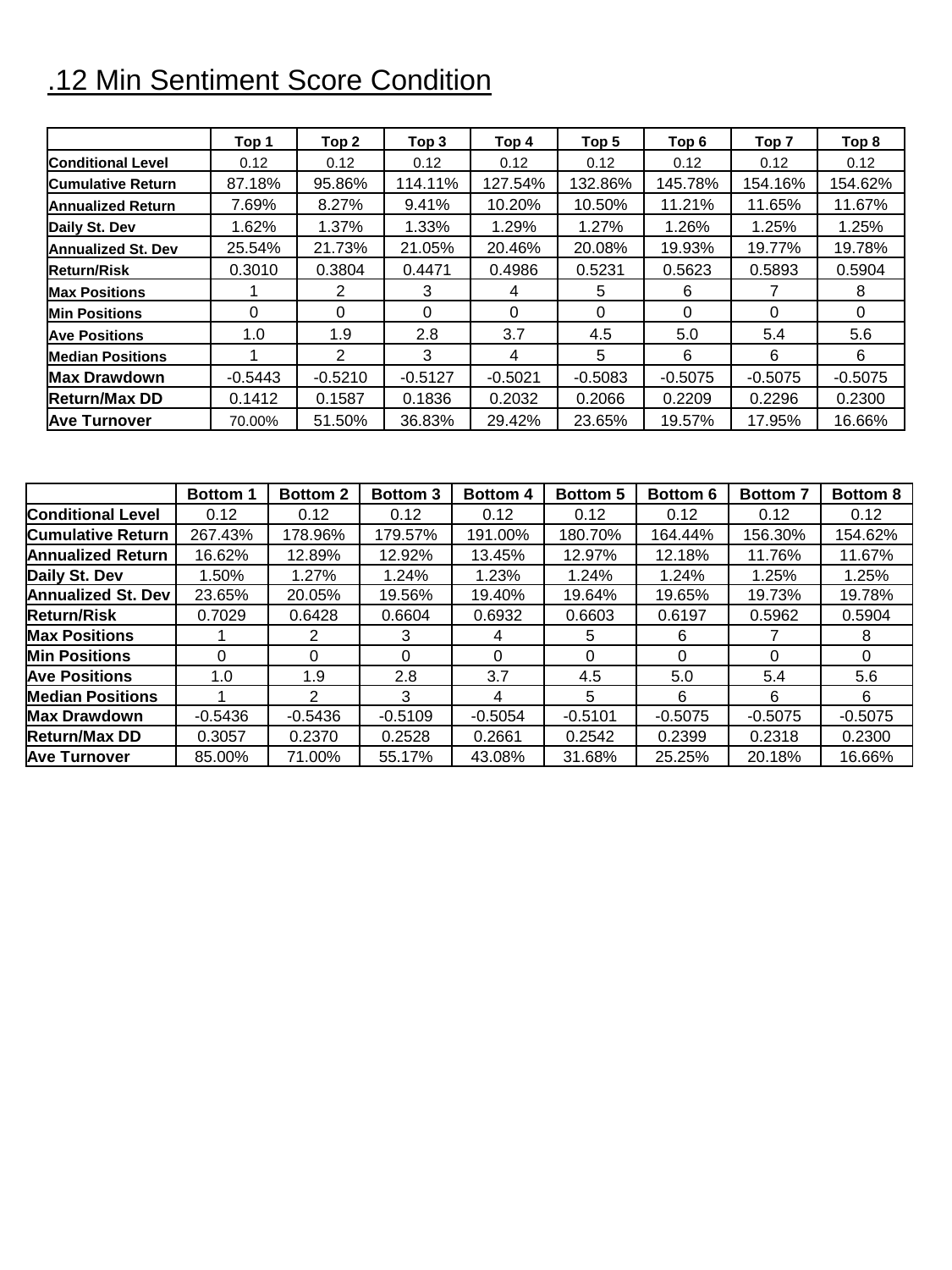# .12 Min Sentiment Score Condition

| | Top 1 | Top 2 | Top 3 | Top 4 | Top 5 | Top 6 | Top 7 | Top 8 |
|---|---|---|---|---|---|---|---|---|
| Conditional Level | 0.12 | 0.12 | 0.12 | 0.12 | 0.12 | 0.12 | 0.12 | 0.12 |
| Cumulative Return | 87.18% | 95.86% | 114.11% | 127.54% | 132.86% | 145.78% | 154.16% | 154.62% |
| Annualized Return | 7.69% | 8.27% | 9.41% | 10.20% | 10.50% | 11.21% | 11.65% | 11.67% |
| Daily St. Dev | 1.62% | 1.37% | 1.33% | 1.29% | 1.27% | 1.26% | 1.25% | 1.25% |
| Annualized St. Dev | 25.54% | 21.73% | 21.05% | 20.46% | 20.08% | 19.93% | 19.77% | 19.78% |
| Return/Risk | 0.3010 | 0.3804 | 0.4471 | 0.4986 | 0.5231 | 0.5623 | 0.5893 | 0.5904 |
| Max Positions | 1 | 2 | 3 | 4 | 5 | 6 | 7 | 8 |
| Min Positions | 0 | 0 | 0 | 0 | 0 | 0 | 0 | 0 |
| Ave Positions | 1.0 | 1.9 | 2.8 | 3.7 | 4.5 | 5.0 | 5.4 | 5.6 |
| Median Positions | 1 | 2 | 3 | 4 | 5 | 6 | 6 | 6 |
| Max Drawdown | -0.5443 | -0.5210 | -0.5127 | -0.5021 | -0.5083 | -0.5075 | -0.5075 | -0.5075 |
| Return/Max DD | 0.1412 | 0.1587 | 0.1836 | 0.2032 | 0.2066 | 0.2209 | 0.2296 | 0.2300 |
| Ave Turnover | 70.00% | 51.50% | 36.83% | 29.42% | 23.65% | 19.57% | 17.95% | 16.66% |

| | Bottom 1 | Bottom 2 | Bottom 3 | Bottom 4 | Bottom 5 | Bottom 6 | Bottom 7 | Bottom 8 |
|---|---|---|---|---|---|---|---|---|
| Conditional Level | 0.12 | 0.12 | 0.12 | 0.12 | 0.12 | 0.12 | 0.12 | 0.12 |
| Cumulative Return | 267.43% | 178.96% | 179.57% | 191.00% | 180.70% | 164.44% | 156.30% | 154.62% |
| Annualized Return | 16.62% | 12.89% | 12.92% | 13.45% | 12.97% | 12.18% | 11.76% | 11.67% |
| Daily St. Dev | 1.50% | 1.27% | 1.24% | 1.23% | 1.24% | 1.24% | 1.25% | 1.25% |
| Annualized St. Dev | 23.65% | 20.05% | 19.56% | 19.40% | 19.64% | 19.65% | 19.73% | 19.78% |
| Return/Risk | 0.7029 | 0.6428 | 0.6604 | 0.6932 | 0.6603 | 0.6197 | 0.5962 | 0.5904 |
| Max Positions | 1 | 2 | 3 | 4 | 5 | 6 | 7 | 8 |
| Min Positions | 0 | 0 | 0 | 0 | 0 | 0 | 0 | 0 |
| Ave Positions | 1.0 | 1.9 | 2.8 | 3.7 | 4.5 | 5.0 | 5.4 | 5.6 |
| Median Positions | 1 | 2 | 3 | 4 | 5 | 6 | 6 | 6 |
| Max Drawdown | -0.5436 | -0.5436 | -0.5109 | -0.5054 | -0.5101 | -0.5075 | -0.5075 | -0.5075 |
| Return/Max DD | 0.3057 | 0.2370 | 0.2528 | 0.2661 | 0.2542 | 0.2399 | 0.2318 | 0.2300 |
| Ave Turnover | 85.00% | 71.00% | 55.17% | 43.08% | 31.68% | 25.25% | 20.18% | 16.66% |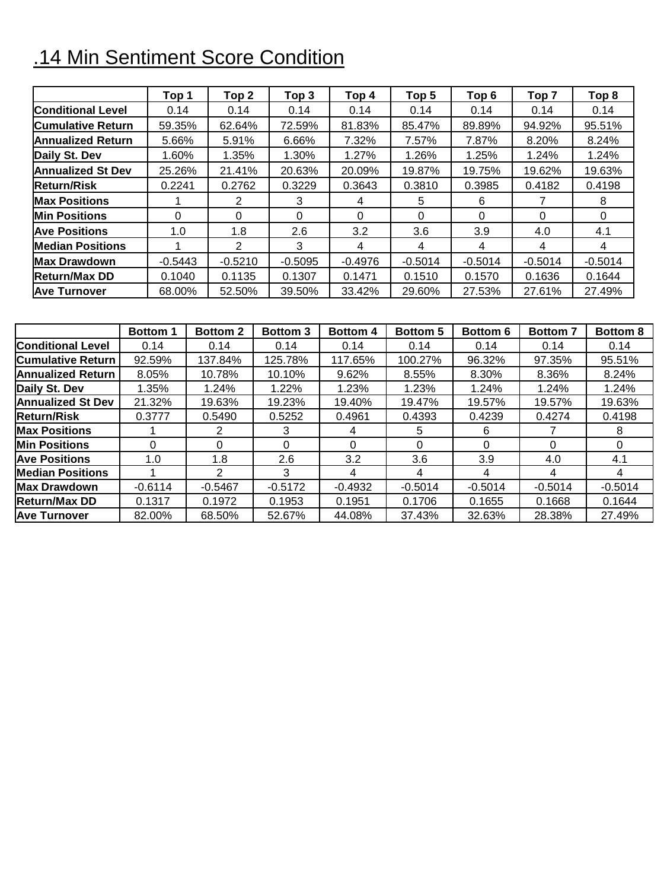# .14 Min Sentiment Score Condition

| | Top 1 | Top 2 | Top 3 | Top 4 | Top 5 | Top 6 | Top 7 | Top 8 |
|---|---|---|---|---|---|---|---|---|
| Conditional Level | 0.14 | 0.14 | 0.14 | 0.14 | 0.14 | 0.14 | 0.14 | 0.14 |
| Cumulative Return | 59.35% | 62.64% | 72.59% | 81.83% | 85.47% | 89.89% | 94.92% | 95.51% |
| Annualized Return | 5.66% | 5.91% | 6.66% | 7.32% | 7.57% | 7.87% | 8.20% | 8.24% |
| Daily St. Dev | 1.60% | 1.35% | 1.30% | 1.27% | 1.26% | 1.25% | 1.24% | 1.24% |
| Annualized St Dev | 25.26% | 21.41% | 20.63% | 20.09% | 19.87% | 19.75% | 19.62% | 19.63% |
| Return/Risk | 0.2241 | 0.2762 | 0.3229 | 0.3643 | 0.3810 | 0.3985 | 0.4182 | 0.4198 |
| Max Positions | 1 | 2 | 3 | 4 | 5 | 6 | 7 | 8 |
| Min Positions | 0 | 0 | 0 | 0 | 0 | 0 | 0 | 0 |
| Ave Positions | 1.0 | 1.8 | 2.6 | 3.2 | 3.6 | 3.9 | 4.0 | 4.1 |
| Median Positions | 1 | 2 | 3 | 4 | 4 | 4 | 4 | 4 |
| Max Drawdown | -0.5443 | -0.5210 | -0.5095 | -0.4976 | -0.5014 | -0.5014 | -0.5014 | -0.5014 |
| Return/Max DD | 0.1040 | 0.1135 | 0.1307 | 0.1471 | 0.1510 | 0.1570 | 0.1636 | 0.1644 |
| Ave Turnover | 68.00% | 52.50% | 39.50% | 33.42% | 29.60% | 27.53% | 27.61% | 27.49% |

| | Bottom 1 | Bottom 2 | Bottom 3 | Bottom 4 | Bottom 5 | Bottom 6 | Bottom 7 | Bottom 8 |
|---|---|---|---|---|---|---|---|---|
| Conditional Level | 0.14 | 0.14 | 0.14 | 0.14 | 0.14 | 0.14 | 0.14 | 0.14 |
| Cumulative Return | 92.59% | 137.84% | 125.78% | 117.65% | 100.27% | 96.32% | 97.35% | 95.51% |
| Annualized Return | 8.05% | 10.78% | 10.10% | 9.62% | 8.55% | 8.30% | 8.36% | 8.24% |
| Daily St. Dev | 1.35% | 1.24% | 1.22% | 1.23% | 1.23% | 1.24% | 1.24% | 1.24% |
| Annualized St Dev | 21.32% | 19.63% | 19.23% | 19.40% | 19.47% | 19.57% | 19.57% | 19.63% |
| Return/Risk | 0.3777 | 0.5490 | 0.5252 | 0.4961 | 0.4393 | 0.4239 | 0.4274 | 0.4198 |
| Max Positions | 1 | 2 | 3 | 4 | 5 | 6 | 7 | 8 |
| Min Positions | 0 | 0 | 0 | 0 | 0 | 0 | 0 | 0 |
| Ave Positions | 1.0 | 1.8 | 2.6 | 3.2 | 3.6 | 3.9 | 4.0 | 4.1 |
| Median Positions | 1 | 2 | 3 | 4 | 4 | 4 | 4 | 4 |
| Max Drawdown | -0.6114 | -0.5467 | -0.5172 | -0.4932 | -0.5014 | -0.5014 | -0.5014 | -0.5014 |
| Return/Max DD | 0.1317 | 0.1972 | 0.1953 | 0.1951 | 0.1706 | 0.1655 | 0.1668 | 0.1644 |
| Ave Turnover | 82.00% | 68.50% | 52.67% | 44.08% | 37.43% | 32.63% | 28.38% | 27.49% |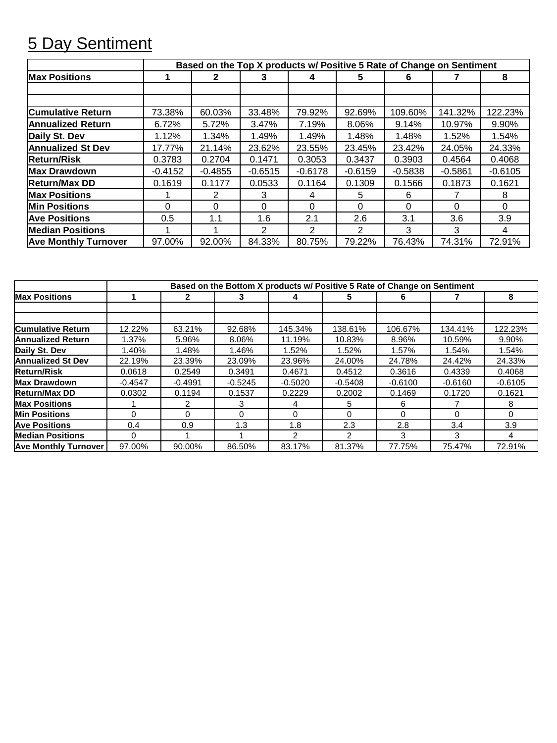# 5 Day Sentiment

| | Based on the Top X products w/ Positive 5 Rate of Change on Sentiment | | | | | | | |
|---|---|---|---|---|---|---|---|---|
| **Max Positions** | **1** | **2** | **3** | **4** | **5** | **6** | **7** | **8** |
| | | | | | | | | |
| | | | | | | | | |
| **Cumulative Return** | 73.38% | 60.03% | 33.48% | 79.92% | 92.69% | 109.60% | 141.32% | 122.23% |
| **Annualized Return** | 6.72% | 5.72% | 3.47% | 7.19% | 8.06% | 9.14% | 10.97% | 9.90% |
| **Daily St. Dev** | 1.12% | 1.34% | 1.49% | 1.49% | 1.48% | 1.48% | 1.52% | 1.54% |
| **Annualized St Dev** | 17.77% | 21.14% | 23.62% | 23.55% | 23.45% | 23.42% | 24.05% | 24.33% |
| **Return/Risk** | 0.3783 | 0.2704 | 0.1471 | 0.3053 | 0.3437 | 0.3903 | 0.4564 | 0.4068 |
| **Max Drawdown** | -0.4152 | -0.4855 | -0.6515 | -0.6178 | -0.6159 | -0.5838 | -0.5861 | -0.6105 |
| **Return/Max DD** | 0.1619 | 0.1177 | 0.0533 | 0.1164 | 0.1309 | 0.1566 | 0.1873 | 0.1621 |
| **Max Positions** | 1 | 2 | 3 | 4 | 5 | 6 | 7 | 8 |
| **Min Positions** | 0 | 0 | 0 | 0 | 0 | 0 | 0 | 0 |
| **Ave Positions** | 0.5 | 1.1 | 1.6 | 2.1 | 2.6 | 3.1 | 3.6 | 3.9 |
| **Median Positions** | 1 | 1 | 2 | 2 | 2 | 3 | 3 | 4 |
| **Ave Monthly Turnover** | 97.00% | 92.00% | 84.33% | 80.75% | 79.22% | 76.43% | 74.31% | 72.91% |

| | Based on the Bottom X products w/ Positive 5 Rate of Change on Sentiment | | | | | | | |
|---|---|---|---|---|---|---|---|---|
| **Max Positions** | **1** | **2** | **3** | **4** | **5** | **6** | **7** | **8** |
| | | | | | | | | |
| | | | | | | | | |
| **Cumulative Return** | 12.22% | 63.21% | 92.68% | 145.34% | 138.61% | 106.67% | 134.41% | 122.23% |
| **Annualized Return** | 1.37% | 5.96% | 8.06% | 11.19% | 10.83% | 8.96% | 10.59% | 9.90% |
| **Daily St. Dev** | 1.40% | 1.48% | 1.46% | 1.52% | 1.52% | 1.57% | 1.54% | 1.54% |
| **Annualized St Dev** | 22.19% | 23.39% | 23.09% | 23.96% | 24.00% | 24.78% | 24.42% | 24.33% |
| **Return/Risk** | 0.0618 | 0.2549 | 0.3491 | 0.4671 | 0.4512 | 0.3616 | 0.4339 | 0.4068 |
| **Max Drawdown** | -0.4547 | -0.4991 | -0.5245 | -0.5020 | -0.5408 | -0.6100 | -0.6160 | -0.6105 |
| **Return/Max DD** | 0.0302 | 0.1194 | 0.1537 | 0.2229 | 0.2002 | 0.1469 | 0.1720 | 0.1621 |
| **Max Positions** | 1 | 2 | 3 | 4 | 5 | 6 | 7 | 8 |
| **Min Positions** | 0 | 0 | 0 | 0 | 0 | 0 | 0 | 0 |
| **Ave Positions** | 0.4 | 0.9 | 1.3 | 1.8 | 2.3 | 2.8 | 3.4 | 3.9 |
| **Median Positions** | 0 | 1 | 1 | 2 | 2 | 3 | 3 | 4 |
| **Ave Monthly Turnover** | 97.00% | 90.00% | 86.50% | 83.17% | 81.37% | 77.75% | 75.47% | 72.91% |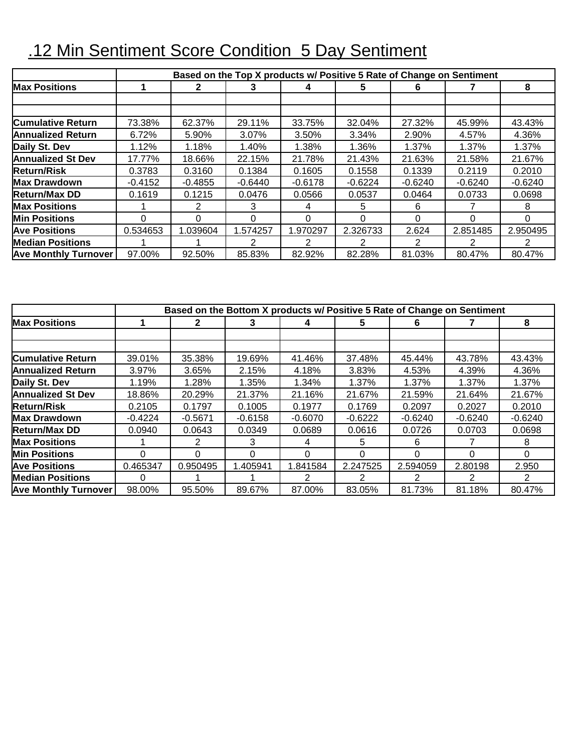# .12 Min Sentiment Score Condition  5 Day Sentiment

| | Based on the Top X products w/ Positive 5 Rate of Change on Sentiment | | | | | | | |
|---|---|---|---|---|---|---|---|---|
| **Max Positions** | **1** | **2** | **3** | **4** | **5** | **6** | **7** | **8** |
| | | | | | | | | |
| | | | | | | | | |
| **Cumulative Return** | 73.38% | 62.37% | 29.11% | 33.75% | 32.04% | 27.32% | 45.99% | 43.43% |
| **Annualized Return** | 6.72% | 5.90% | 3.07% | 3.50% | 3.34% | 2.90% | 4.57% | 4.36% |
| **Daily St. Dev** | 1.12% | 1.18% | 1.40% | 1.38% | 1.36% | 1.37% | 1.37% | 1.37% |
| **Annualized St Dev** | 17.77% | 18.66% | 22.15% | 21.78% | 21.43% | 21.63% | 21.58% | 21.67% |
| **Return/Risk** | 0.3783 | 0.3160 | 0.1384 | 0.1605 | 0.1558 | 0.1339 | 0.2119 | 0.2010 |
| **Max Drawdown** | -0.4152 | -0.4855 | -0.6440 | -0.6178 | -0.6224 | -0.6240 | -0.6240 | -0.6240 |
| **Return/Max DD** | 0.1619 | 0.1215 | 0.0476 | 0.0566 | 0.0537 | 0.0464 | 0.0733 | 0.0698 |
| **Max Positions** | 1 | 2 | 3 | 4 | 5 | 6 | 7 | 8 |
| **Min Positions** | 0 | 0 | 0 | 0 | 0 | 0 | 0 | 0 |
| **Ave Positions** | 0.534653 | 1.039604 | 1.574257 | 1.970297 | 2.326733 | 2.624 | 2.851485 | 2.950495 |
| **Median Positions** | 1 | 1 | 2 | 2 | 2 | 2 | 2 | 2 |
| **Ave Monthly Turnover** | 97.00% | 92.50% | 85.83% | 82.92% | 82.28% | 81.03% | 80.47% | 80.47% |

| | Based on the Bottom X products w/ Positive 5 Rate of Change on Sentiment | | | | | | | |
|---|---|---|---|---|---|---|---|---|
| **Max Positions** | **1** | **2** | **3** | **4** | **5** | **6** | **7** | **8** |
| | | | | | | | | |
| | | | | | | | | |
| **Cumulative Return** | 39.01% | 35.38% | 19.69% | 41.46% | 37.48% | 45.44% | 43.78% | 43.43% |
| **Annualized Return** | 3.97% | 3.65% | 2.15% | 4.18% | 3.83% | 4.53% | 4.39% | 4.36% |
| **Daily St. Dev** | 1.19% | 1.28% | 1.35% | 1.34% | 1.37% | 1.37% | 1.37% | 1.37% |
| **Annualized St Dev** | 18.86% | 20.29% | 21.37% | 21.16% | 21.67% | 21.59% | 21.64% | 21.67% |
| **Return/Risk** | 0.2105 | 0.1797 | 0.1005 | 0.1977 | 0.1769 | 0.2097 | 0.2027 | 0.2010 |
| **Max Drawdown** | -0.4224 | -0.5671 | -0.6158 | -0.6070 | -0.6222 | -0.6240 | -0.6240 | -0.6240 |
| **Return/Max DD** | 0.0940 | 0.0643 | 0.0349 | 0.0689 | 0.0616 | 0.0726 | 0.0703 | 0.0698 |
| **Max Positions** | 1 | 2 | 3 | 4 | 5 | 6 | 7 | 8 |
| **Min Positions** | 0 | 0 | 0 | 0 | 0 | 0 | 0 | 0 |
| **Ave Positions** | 0.465347 | 0.950495 | 1.405941 | 1.841584 | 2.247525 | 2.594059 | 2.80198 | 2.950 |
| **Median Positions** | 0 | 1 | 1 | 2 | 2 | 2 | 2 | 2 |
| **Ave Monthly Turnover** | 98.00% | 95.50% | 89.67% | 87.00% | 83.05% | 81.73% | 81.18% | 80.47% |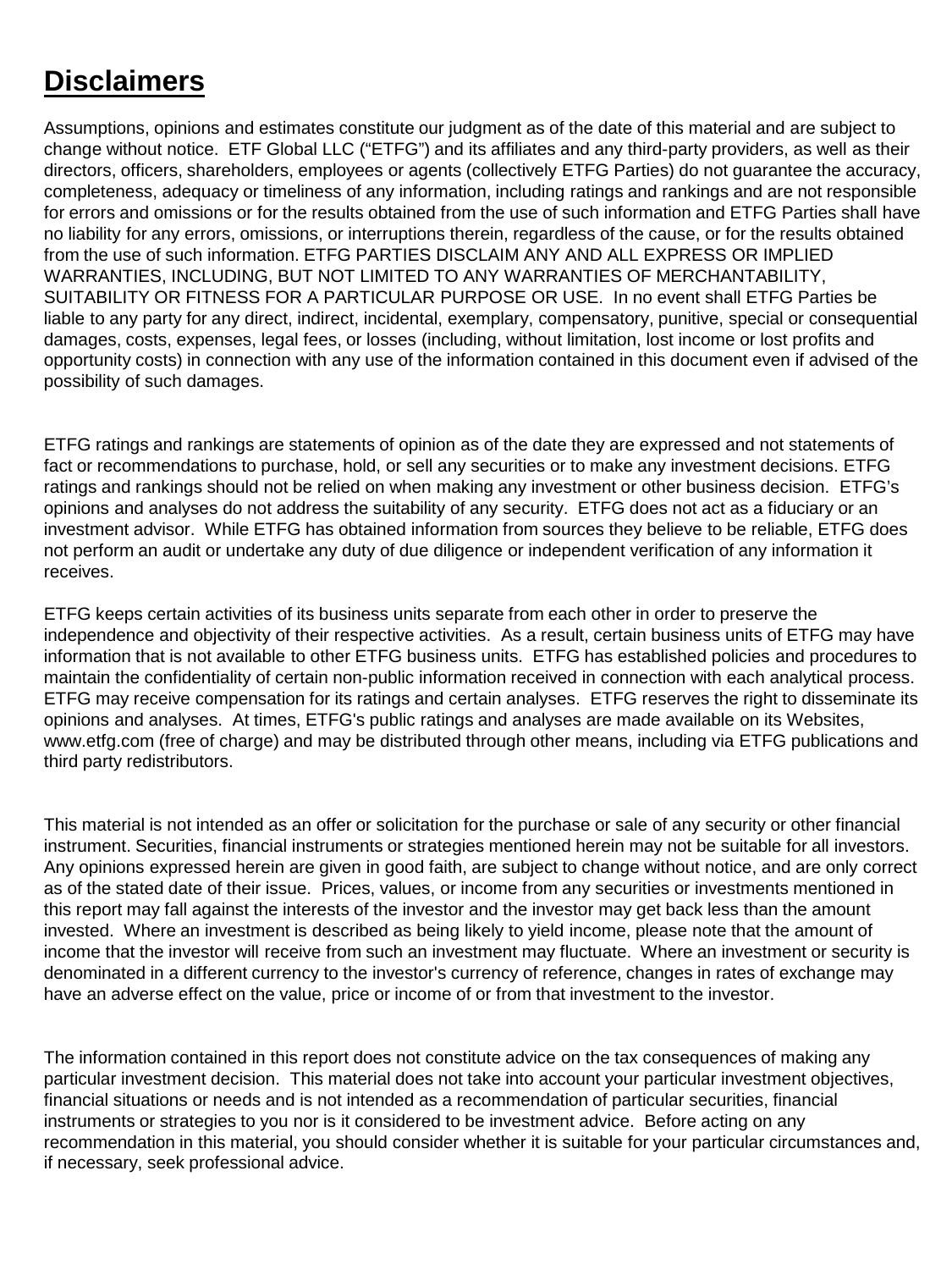# **Disclaimers**

Assumptions, opinions and estimates constitute our judgment as of the date of this material and are subject to change without notice. ETF Global LLC ("ETFG") and its affiliates and any third-party providers, as well as their directors, officers, shareholders, employees or agents (collectively ETFG Parties) do not guarantee the accuracy, completeness, adequacy or timeliness of any information, including ratings and rankings and are not responsible for errors and omissions or for the results obtained from the use of such information and ETFG Parties shall have no liability for any errors, omissions, or interruptions therein, regardless of the cause, or for the results obtained from the use of such information. ETFG PARTIES DISCLAIM ANY AND ALL EXPRESS OR IMPLIED WARRANTIES, INCLUDING, BUT NOT LIMITED TO ANY WARRANTIES OF MERCHANTABILITY, SUITABILITY OR FITNESS FOR A PARTICULAR PURPOSE OR USE. In no event shall ETFG Parties be liable to any party for any direct, indirect, incidental, exemplary, compensatory, punitive, special or consequential damages, costs, expenses, legal fees, or losses (including, without limitation, lost income or lost profits and opportunity costs) in connection with any use of the information contained in this document even if advised of the possibility of such damages.

ETFG ratings and rankings are statements of opinion as of the date they are expressed and not statements of fact or recommendations to purchase, hold, or sell any securities or to make any investment decisions. ETFG ratings and rankings should not be relied on when making any investment or other business decision. ETFG's opinions and analyses do not address the suitability of any security. ETFG does not act as a fiduciary or an investment advisor. While ETFG has obtained information from sources they believe to be reliable, ETFG does not perform an audit or undertake any duty of due diligence or independent verification of any information it receives.

ETFG keeps certain activities of its business units separate from each other in order to preserve the independence and objectivity of their respective activities. As a result, certain business units of ETFG may have information that is not available to other ETFG business units. ETFG has established policies and procedures to maintain the confidentiality of certain non-public information received in connection with each analytical process. ETFG may receive compensation for its ratings and certain analyses. ETFG reserves the right to disseminate its opinions and analyses. At times, ETFG's public ratings and analyses are made available on its Websites, www.etfg.com (free of charge) and may be distributed through other means, including via ETFG publications and third party redistributors.

This material is not intended as an offer or solicitation for the purchase or sale of any security or other financial instrument. Securities, financial instruments or strategies mentioned herein may not be suitable for all investors. Any opinions expressed herein are given in good faith, are subject to change without notice, and are only correct as of the stated date of their issue. Prices, values, or income from any securities or investments mentioned in this report may fall against the interests of the investor and the investor may get back less than the amount invested. Where an investment is described as being likely to yield income, please note that the amount of income that the investor will receive from such an investment may fluctuate. Where an investment or security is denominated in a different currency to the investor's currency of reference, changes in rates of exchange may have an adverse effect on the value, price or income of or from that investment to the investor.

The information contained in this report does not constitute advice on the tax consequences of making any particular investment decision. This material does not take into account your particular investment objectives, financial situations or needs and is not intended as a recommendation of particular securities, financial instruments or strategies to you nor is it considered to be investment advice. Before acting on any recommendation in this material, you should consider whether it is suitable for your particular circumstances and, if necessary, seek professional advice.